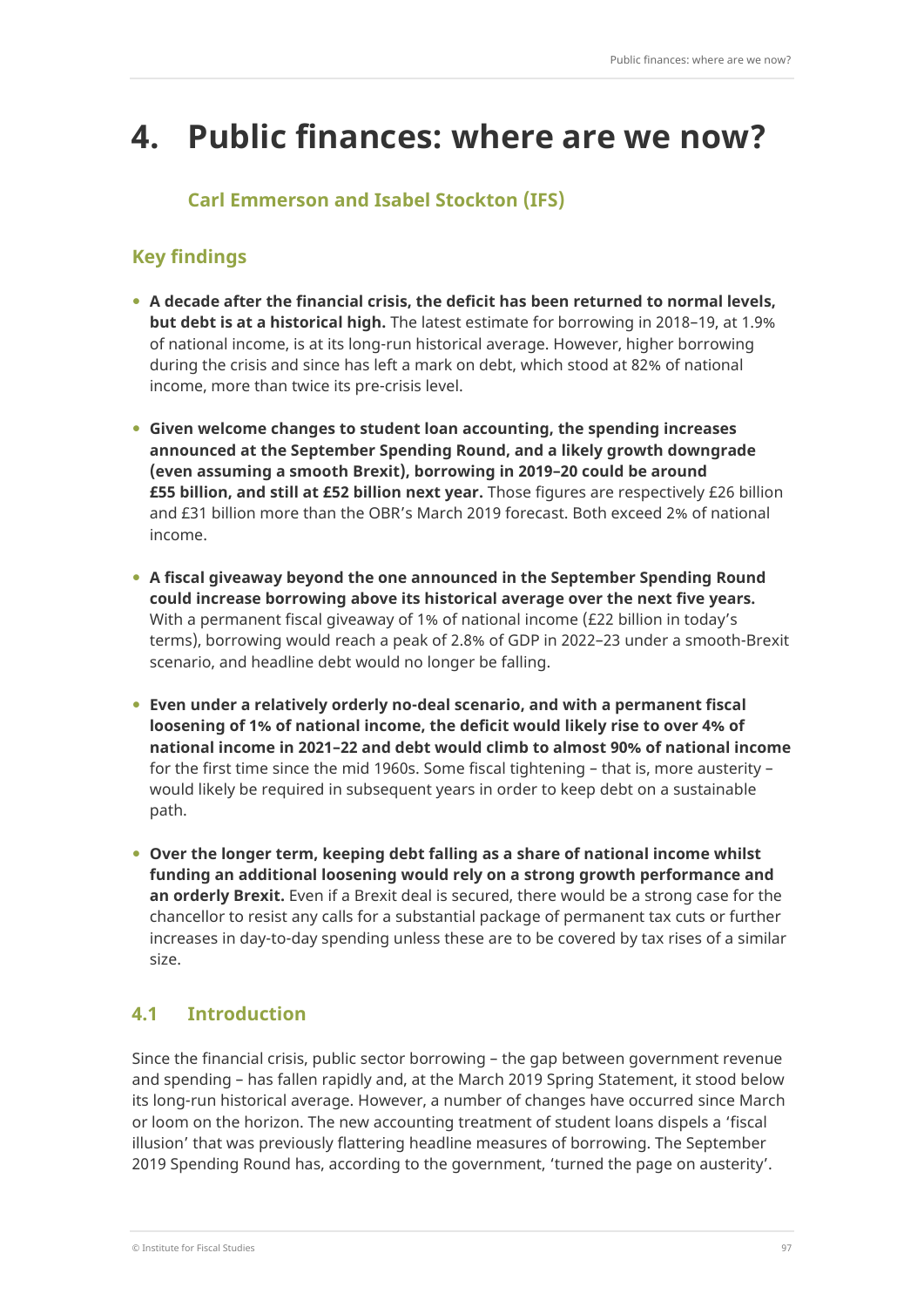# 4. Public finances: where are we now?

**Carl Emmerson and Isabel Stockton (IFS)**

## Key findings

- **A decade after the financial crisis, the deficit has been returned to normal levels, but debt is at a historical high.** The latest estimate for borrowing in 2018–19, at 1.9% of national income, is at its long-run historical average. However, higher borrowing during the crisis and since has left a mark on debt, which stood at 82% of national income, more than twice its pre-crisis level.
- **Given welcome changes to student loan accounting, the spending increases announced at the September Spending Round, and a likely growth downgrade (even assuming a smooth Brexit), borrowing in 2019–20 could be around £55 billion, and still at £52 billion next year.** Those figures are respectively £26 billion and £31 billion more than the OBR's March 2019 forecast. Both exceed 2% of national income.
- **A fiscal giveaway beyond the one announced in the September Spending Round could increase borrowing above its historical average over the next five years.** With a permanent fiscal giveaway of 1% of national income (£22 billion in today's terms), borrowing would reach a peak of 2.8% of GDP in 2022–23 under a smooth-Brexit scenario, and headline debt would no longer be falling.
- **Even under a relatively orderly no-deal scenario, and with a permanent fiscal loosening of 1% of national income, the deficit would likely rise to over 4% of national income in 2021–22 and debt would climb to almost 90% of national income** for the first time since the mid 1960s. Some fiscal tightening – that is, more austerity – would likely be required in subsequent years in order to keep debt on a sustainable path.
- **Over the longer term, keeping debt falling as a share of national income whilst funding an additional loosening would rely on a strong growth performance and an orderly Brexit.** Even if a Brexit deal is secured, there would be a strong case for the chancellor to resist any calls for a substantial package of permanent tax cuts or further increases in day-to-day spending unless these are to be covered by tax rises of a similar size.

## 4.1 Introduction

Since the financial crisis, public sector borrowing – the gap between government revenue and spending – has fallen rapidly and, at the March 2019 Spring Statement, it stood below its long-run historical average. However, a number of changes have occurred since March or loom on the horizon. The new accounting treatment of student loans dispels a 'fiscal illusion' that was previously flattering headline measures of borrowing. The September 2019 Spending Round has, according to the government, 'turned the page on austerity'.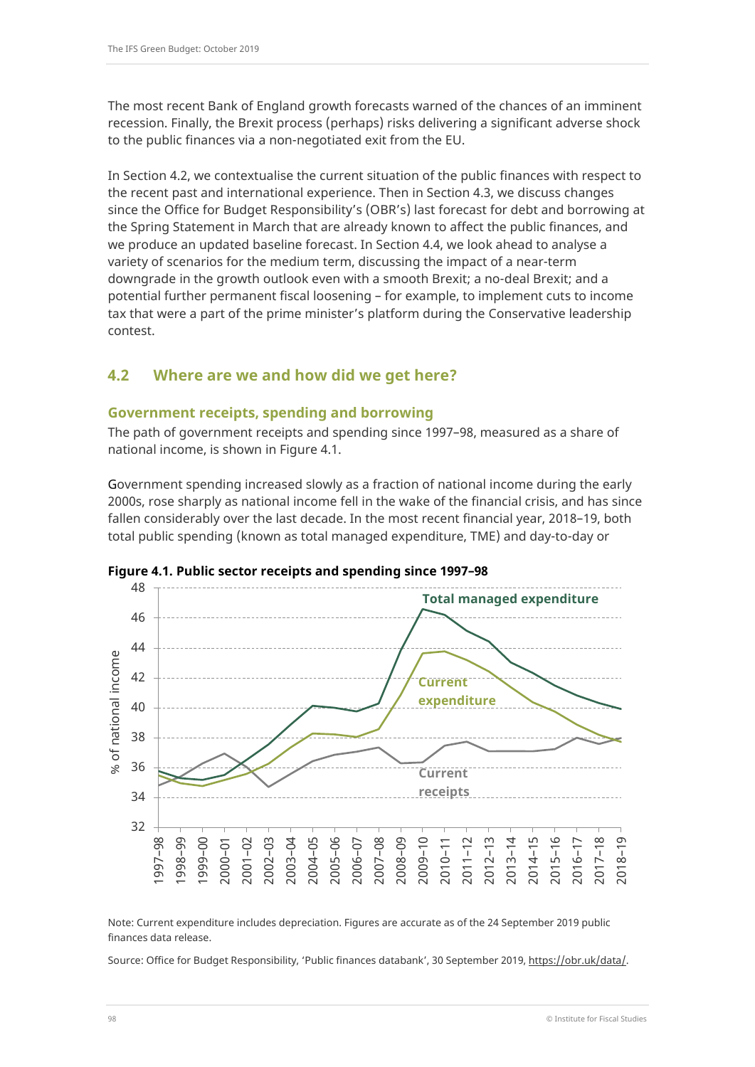The most recent Bank of England growth forecasts warned of the chances of an imminent recession. Finally, the Brexit process (perhaps) risks delivering a significant adverse shock to the public finances via a non-negotiated exit from the EU.

In Section 4.2, we contextualise the current situation of the public finances with respect to the recent past and international experience. Then in Section 4.3, we discuss changes since the Office for Budget Responsibility's (OBR's) last forecast for debt and borrowing at the Spring Statement in March that are already known to affect the public finances, and we produce an updated baseline forecast. In Section 4.4, we look ahead to analyse a variety of scenarios for the medium term, discussing the impact of a near-term downgrade in the growth outlook even with a smooth Brexit; a no-deal Brexit; and a potential further permanent fiscal loosening – for example, to implement cuts to income tax that were a part of the prime minister's platform during the Conservative leadership contest.

## 4.2 Where are we and how did we get here?

### Government receipts, spending and borrowing

The path of government receipts and spending since 1997–98, measured as a share of national income, is shown in Figure 4.1.

Government spending increased slowly as a fraction of national income during the early 2000s, rose sharply as national income fell in the wake of the financial crisis, and has since fallen considerably over the last decade. In the most recent financial year, 2018–19, both total public spending (known as total managed expenditure, TME) and day-to-day or

**Figure 4.1. Public sector receipts and spending since 1997–98**

Note: Current expenditure includes depreciation. Figures are accurate as of the 24 September 2019 public finances data release.

Source: Office for Budget Responsibility, 'Public finances databank', 30 September 2019, https://obr.uk/data/.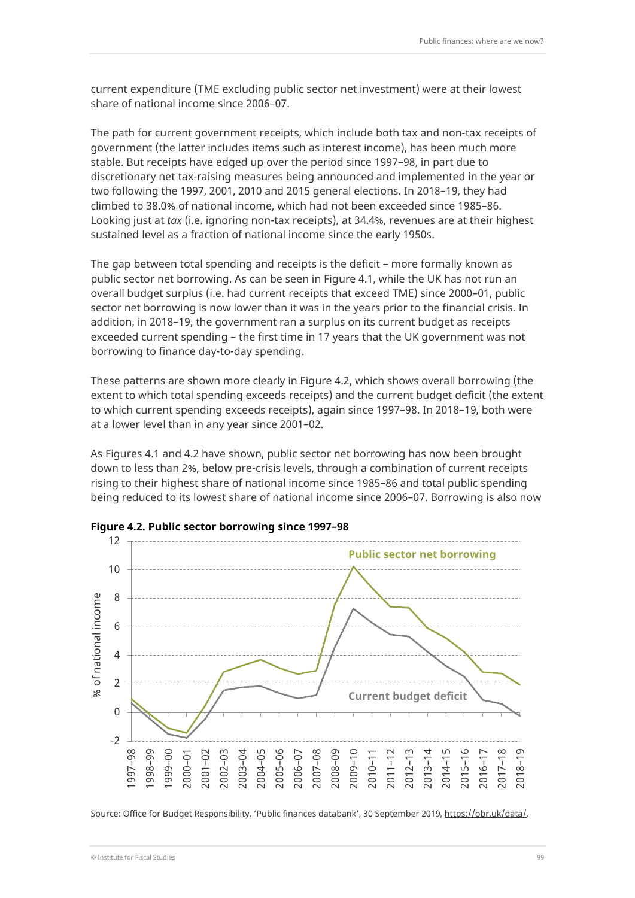current expenditure (TME excluding public sector net investment) were at their lowest share of national income since 2006–07.

The path for current government receipts, which include both tax and non-tax receipts of government (the latter includes items such as interest income), has been much more stable. But receipts have edged up over the period since 1997–98, in part due to discretionary net tax-raising measures being announced and implemented in the year or two following the 1997, 2001, 2010 and 2015 general elections. In 2018–19, they had climbed to 38.0% of national income, which had not been exceeded since 1985–86. Looking just at *tax* (i.e. ignoring non-tax receipts), at 34.4%, revenues are at their highest sustained level as a fraction of national income since the early 1950s.

The gap between total spending and receipts is the deficit – more formally known as public sector net borrowing. As can be seen in Figure 4.1, while the UK has not run an overall budget surplus (i.e. had current receipts that exceed TME) since 2000–01, public sector net borrowing is now lower than it was in the years prior to the financial crisis. In addition, in 2018–19, the government ran a surplus on its current budget as receipts exceeded current spending – the first time in 17 years that the UK government was not borrowing to finance day-to-day spending.

These patterns are shown more clearly in Figure 4.2, which shows overall borrowing (the extent to which total spending exceeds receipts) and the current budget deficit (the extent to which current spending exceeds receipts), again since 1997–98. In 2018–19, both were at a lower level than in any year since 2001–02.

As Figures 4.1 and 4.2 have shown, public sector net borrowing has now been brought down to less than 2%, below pre-crisis levels, through a combination of current receipts rising to their highest share of national income since 1985–86 and total public spending being reduced to its lowest share of national income since 2006–07. Borrowing is also now

**Figure 4.2. Public sector borrowing since 1997–98**

Source: Office for Budget Responsibility, 'Public finances databank', 30 September 2019, https://obr.uk/data/.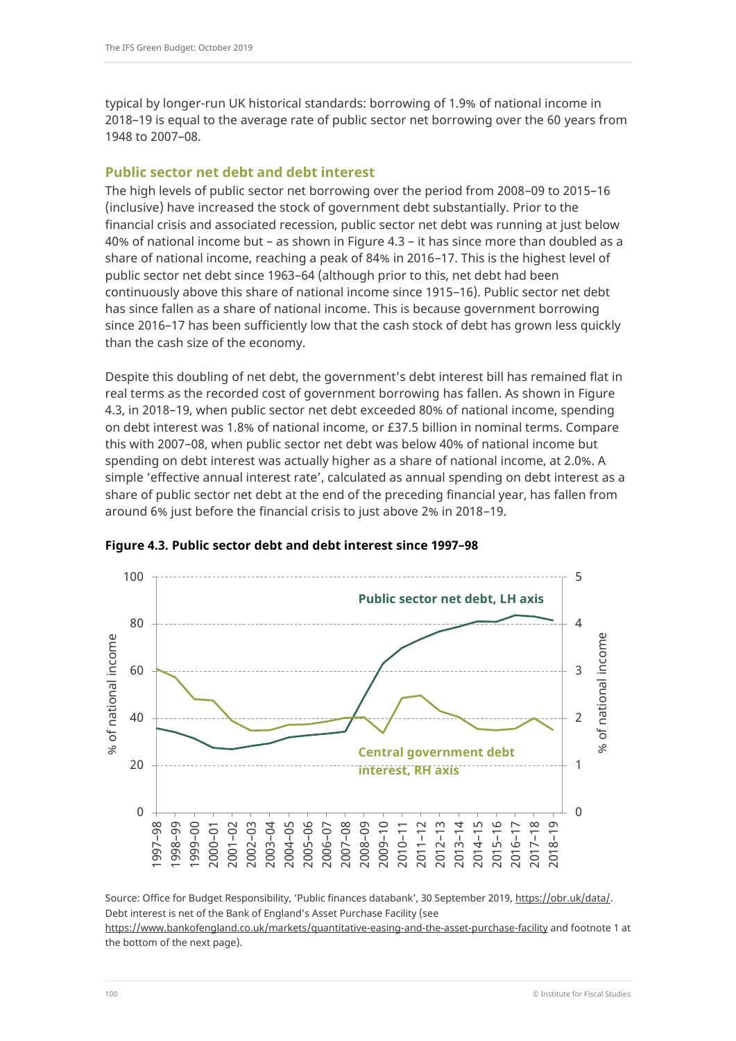typical by longer-run UK historical standards: borrowing of 1.9% of national income in 2018–19 is equal to the average rate of public sector net borrowing over the 60 years from 1948 to 2007–08.

## Public sector net debt and debt interest

The high levels of public sector net borrowing over the period from 2008–09 to 2015–16 (inclusive) have increased the stock of government debt substantially. Prior to the financial crisis and associated recession, public sector net debt was running at just below 40% of national income but – as shown in Figure 4.3 – it has since more than doubled as a share of national income, reaching a peak of 84% in 2016–17. This is the highest level of public sector net debt since 1963–64 (although prior to this, net debt had been continuously above this share of national income since 1915–16). Public sector net debt has since fallen as a share of national income. This is because government borrowing since 2016–17 has been sufficiently low that the cash stock of debt has grown less quickly than the cash size of the economy.

Despite this doubling of net debt, the government's debt interest bill has remained flat in real terms as the recorded cost of government borrowing has fallen. As shown in Figure 4.3, in 2018–19, when public sector net debt exceeded 80% of national income, spending on debt interest was 1.8% of national income, or £37.5 billion in nominal terms. Compare this with 2007–08, when public sector net debt was below 40% of national income but spending on debt interest was actually higher as a share of national income, at 2.0%. A simple 'effective annual interest rate', calculated as annual spending on debt interest as a share of public sector net debt at the end of the preceding financial year, has fallen from around 6% just before the financial crisis to just above 2% in 2018–19.

**Figure 4.3. Public sector debt and debt interest since 1997–98**

Source: Office for Budget Responsibility, 'Public finances databank', 30 September 2019, https://obr.uk/data/. Debt interest is net of the Bank of England's Asset Purchase Facility (see https://www.bankofengland.co.uk/markets/quantitative-easing-and-the-asset-purchase-facility and footnote 1 at the bottom of the next page).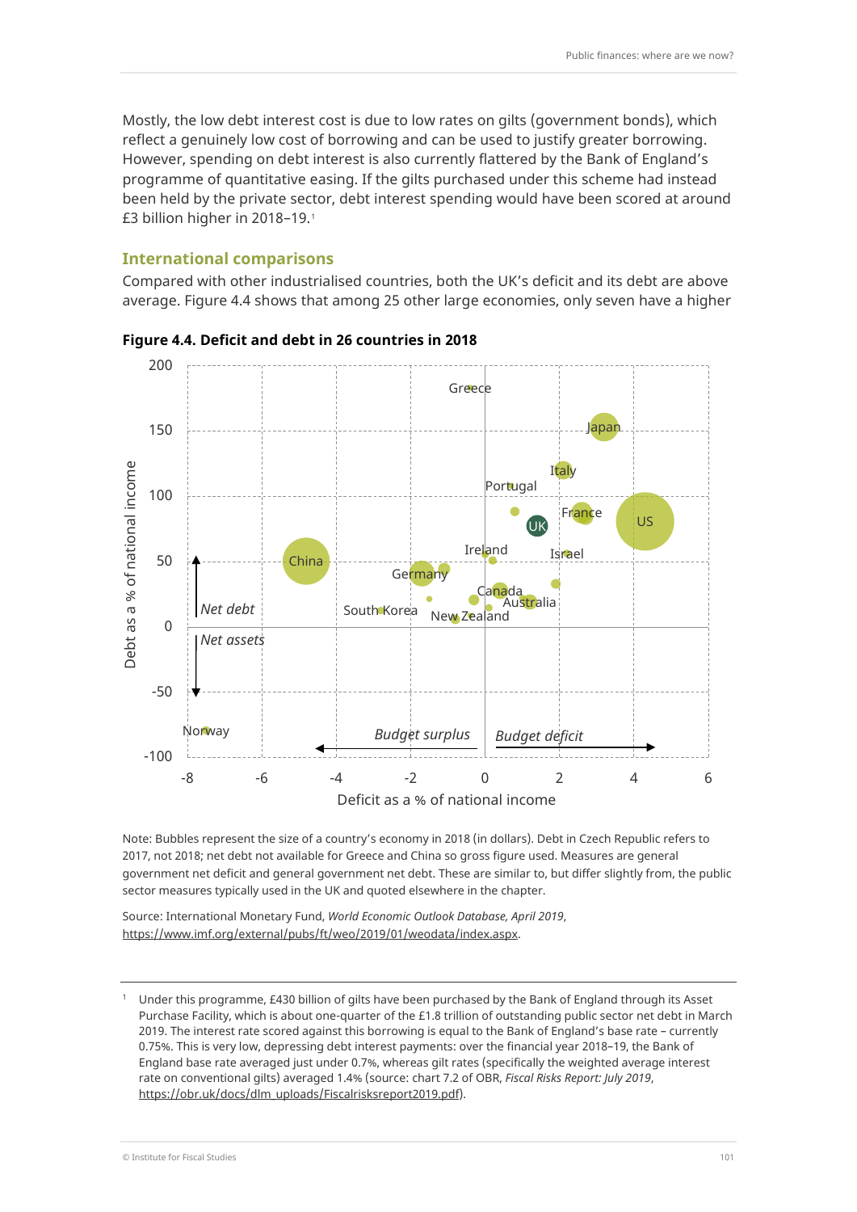Mostly, the low debt interest cost is due to low rates on gilts (government bonds), which reflect a genuinely low cost of borrowing and can be used to justify greater borrowing. However, spending on debt interest is also currently flattered by the Bank of England's programme of quantitative easing. If the gilts purchased under this scheme had instead been held by the private sector, debt interest spending would have been scored at around £3 billion higher in 2018–19.[1]

### International comparisons

Compared with other industrialised countries, both the UK's deficit and its debt are above average. Figure 4.4 shows that among 25 other large economies, only seven have a higher

**Figure 4.4. Deficit and debt in 26 countries in 2018**

Note: Bubbles represent the size of a country's economy in 2018 (in dollars). Debt in Czech Republic refers to 2017, not 2018; net debt not available for Greece and China so gross figure used. Measures are general government net deficit and general government net debt. These are similar to, but differ slightly from, the public sector measures typically used in the UK and quoted elsewhere in the chapter.

Source: International Monetary Fund, *World Economic Outlook Database, April 2019*, https://www.imf.org/external/pubs/ft/weo/2019/01/weodata/index.aspx.

---

[1] Under this programme, £430 billion of gilts have been purchased by the Bank of England through its Asset Purchase Facility, which is about one-quarter of the £1.8 trillion of outstanding public sector net debt in March 2019. The interest rate scored against this borrowing is equal to the Bank of England's base rate – currently 0.75%. This is very low, depressing debt interest payments: over the financial year 2018–19, the Bank of England base rate averaged just under 0.7%, whereas gilt rates (specifically the weighted average interest rate on conventional gilts) averaged 1.4% (source: chart 7.2 of OBR, *Fiscal Risks Report: July 2019*, https://obr.uk/docs/dlm_uploads/Fiscalrisksreport2019.pdf).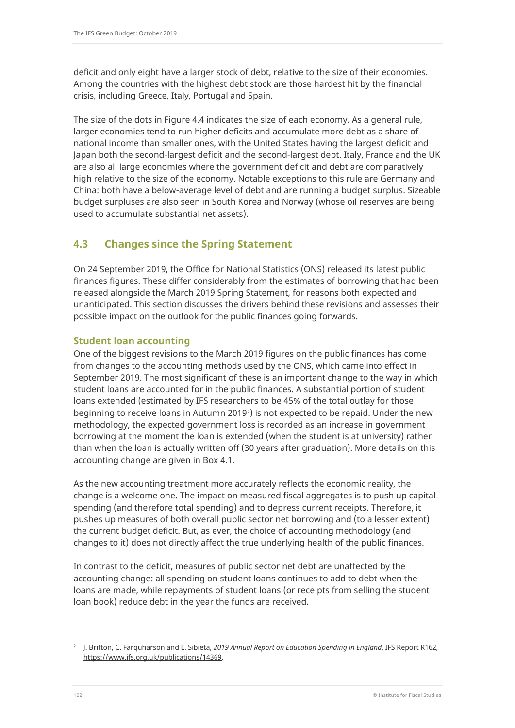deficit and only eight have a larger stock of debt, relative to the size of their economies. Among the countries with the highest debt stock are those hardest hit by the financial crisis, including Greece, Italy, Portugal and Spain.

The size of the dots in Figure 4.4 indicates the size of each economy. As a general rule, larger economies tend to run higher deficits and accumulate more debt as a share of national income than smaller ones, with the United States having the largest deficit and Japan both the second-largest deficit and the second-largest debt. Italy, France and the UK are also all large economies where the government deficit and debt are comparatively high relative to the size of the economy. Notable exceptions to this rule are Germany and China: both have a below-average level of debt and are running a budget surplus. Sizeable budget surpluses are also seen in South Korea and Norway (whose oil reserves are being used to accumulate substantial net assets).

## 4.3 Changes since the Spring Statement

On 24 September 2019, the Office for National Statistics (ONS) released its latest public finances figures. These differ considerably from the estimates of borrowing that had been released alongside the March 2019 Spring Statement, for reasons both expected and unanticipated. This section discusses the drivers behind these revisions and assesses their possible impact on the outlook for the public finances going forwards.

### Student loan accounting

One of the biggest revisions to the March 2019 figures on the public finances has come from changes to the accounting methods used by the ONS, which came into effect in September 2019. The most significant of these is an important change to the way in which student loans are accounted for in the public finances. A substantial portion of student loans extended (estimated by IFS researchers to be 45% of the total outlay for those beginning to receive loans in Autumn 2019[2]) is not expected to be repaid. Under the new methodology, the expected government loss is recorded as an increase in government borrowing at the moment the loan is extended (when the student is at university) rather than when the loan is actually written off (30 years after graduation). More details on this accounting change are given in Box 4.1.

As the new accounting treatment more accurately reflects the economic reality, the change is a welcome one. The impact on measured fiscal aggregates is to push up capital spending (and therefore total spending) and to depress current receipts. Therefore, it pushes up measures of both overall public sector net borrowing and (to a lesser extent) the current budget deficit. But, as ever, the choice of accounting methodology (and changes to it) does not directly affect the true underlying health of the public finances.

In contrast to the deficit, measures of public sector net debt are unaffected by the accounting change: all spending on student loans continues to add to debt when the loans are made, while repayments of student loans (or receipts from selling the student loan book) reduce debt in the year the funds are received.

---

[2] J. Britton, C. Farquharson and L. Sibieta, *2019 Annual Report on Education Spending in England*, IFS Report R162, https://www.ifs.org.uk/publications/14369.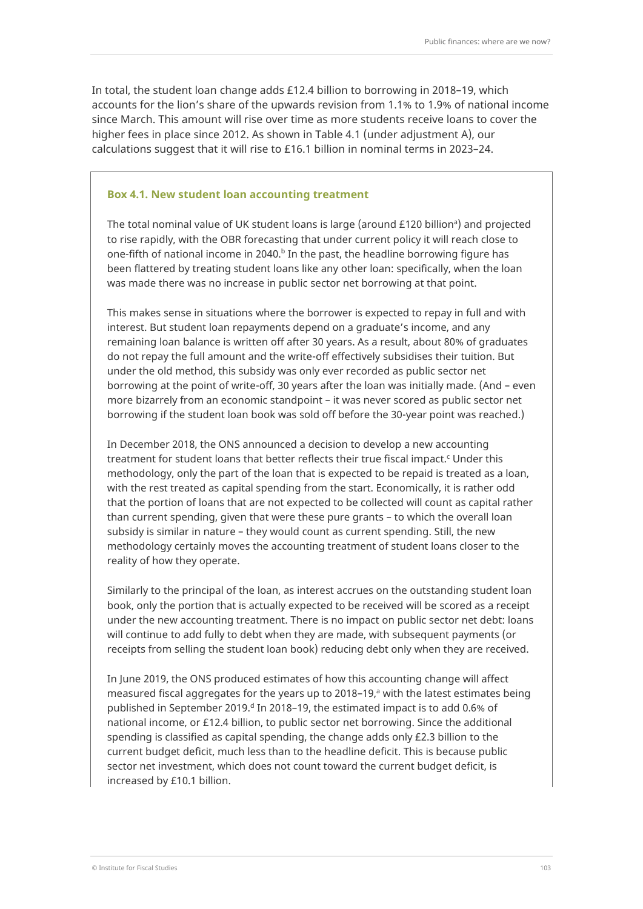In total, the student loan change adds £12.4 billion to borrowing in 2018–19, which accounts for the lion's share of the upwards revision from 1.1% to 1.9% of national income since March. This amount will rise over time as more students receive loans to cover the higher fees in place since 2012. As shown in Table 4.1 (under adjustment A), our calculations suggest that it will rise to £16.1 billion in nominal terms in 2023–24.

### Box 4.1. New student loan accounting treatment

The total nominal value of UK student loans is large (around £120 billion[a]) and projected to rise rapidly, with the OBR forecasting that under current policy it will reach close to one-fifth of national income in 2040.[b] In the past, the headline borrowing figure has been flattered by treating student loans like any other loan: specifically, when the loan was made there was no increase in public sector net borrowing at that point.

This makes sense in situations where the borrower is expected to repay in full and with interest. But student loan repayments depend on a graduate's income, and any remaining loan balance is written off after 30 years. As a result, about 80% of graduates do not repay the full amount and the write-off effectively subsidises their tuition. But under the old method, this subsidy was only ever recorded as public sector net borrowing at the point of write-off, 30 years after the loan was initially made. (And – even more bizarrely from an economic standpoint – it was never scored as public sector net borrowing if the student loan book was sold off before the 30-year point was reached.)

In December 2018, the ONS announced a decision to develop a new accounting treatment for student loans that better reflects their true fiscal impact.[c] Under this methodology, only the part of the loan that is expected to be repaid is treated as a loan, with the rest treated as capital spending from the start. Economically, it is rather odd that the portion of loans that are not expected to be collected will count as capital rather than current spending, given that were these pure grants – to which the overall loan subsidy is similar in nature – they would count as current spending. Still, the new methodology certainly moves the accounting treatment of student loans closer to the reality of how they operate.

Similarly to the principal of the loan, as interest accrues on the outstanding student loan book, only the portion that is actually expected to be received will be scored as a receipt under the new accounting treatment. There is no impact on public sector net debt: loans will continue to add fully to debt when they are made, with subsequent payments (or receipts from selling the student loan book) reducing debt only when they are received.

In June 2019, the ONS produced estimates of how this accounting change will affect measured fiscal aggregates for the years up to 2018–19,[a] with the latest estimates being published in September 2019.[d] In 2018–19, the estimated impact is to add 0.6% of national income, or £12.4 billion, to public sector net borrowing. Since the additional spending is classified as capital spending, the change adds only £2.3 billion to the current budget deficit, much less than to the headline deficit. This is because public sector net investment, which does not count toward the current budget deficit, is increased by £10.1 billion.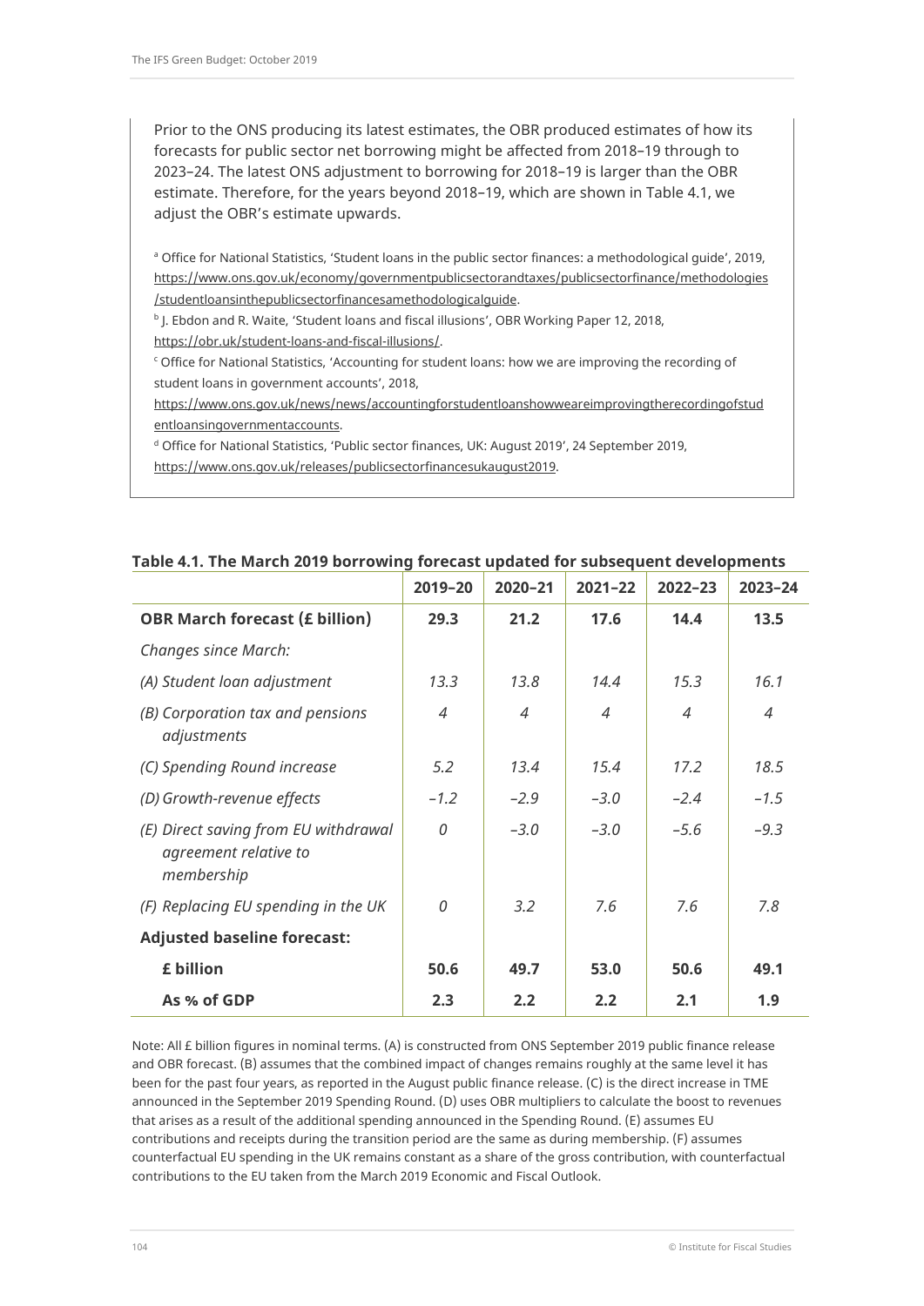Prior to the ONS producing its latest estimates, the OBR produced estimates of how its forecasts for public sector net borrowing might be affected from 2018–19 through to 2023–24. The latest ONS adjustment to borrowing for 2018–19 is larger than the OBR estimate. Therefore, for the years beyond 2018–19, which are shown in Table 4.1, we adjust the OBR's estimate upwards.

[a] Office for National Statistics, 'Student loans in the public sector finances: a methodological guide', 2019, https://www.ons.gov.uk/economy/governmentpublicsectorandtaxes/publicsectorfinance/methodologies/studentloansinthepublicsectorfinancesamethodologicalguide.

[b] J. Ebdon and R. Waite, 'Student loans and fiscal illusions', OBR Working Paper 12, 2018, https://obr.uk/student-loans-and-fiscal-illusions/.

[c] Office for National Statistics, 'Accounting for student loans: how we are improving the recording of student loans in government accounts', 2018, https://www.ons.gov.uk/news/news/accountingforstudentloanshowweareimprovingtherecordingofstudentloansingovernmentaccounts.

[d] Office for National Statistics, 'Public sector finances, UK: August 2019', 24 September 2019, https://www.ons.gov.uk/releases/publicsectorfinancesukaugust2019.

**Table 4.1. The March 2019 borrowing forecast updated for subsequent developments**

| | 2019–20 | 2020–21 | 2021–22 | 2022–23 | 2023–24 |
|---|---|---|---|---|---|
| **OBR March forecast (£ billion)** | **29.3** | **21.2** | **17.6** | **14.4** | **13.5** |
| *Changes since March:* | | | | | |
| *(A) Student loan adjustment* | *13.3* | *13.8* | *14.4* | *15.3* | *16.1* |
| *(B) Corporation tax and pensions adjustments* | *4* | *4* | *4* | *4* | *4* |
| *(C) Spending Round increase* | *5.2* | *13.4* | *15.4* | *17.2* | *18.5* |
| *(D) Growth-revenue effects* | *–1.2* | *–2.9* | *–3.0* | *–2.4* | *–1.5* |
| *(E) Direct saving from EU withdrawal agreement relative to membership* | *0* | *–3.0* | *–3.0* | *–5.6* | *–9.3* |
| *(F) Replacing EU spending in the UK* | *0* | *3.2* | *7.6* | *7.6* | *7.8* |
| **Adjusted baseline forecast:** | | | | | |
| **£ billion** | **50.6** | **49.7** | **53.0** | **50.6** | **49.1** |
| **As % of GDP** | **2.3** | **2.2** | **2.2** | **2.1** | **1.9** |

Note: All £ billion figures in nominal terms. (A) is constructed from ONS September 2019 public finance release and OBR forecast. (B) assumes that the combined impact of changes remains roughly at the same level it has been for the past four years, as reported in the August public finance release. (C) is the direct increase in TME announced in the September 2019 Spending Round. (D) uses OBR multipliers to calculate the boost to revenues that arises as a result of the additional spending announced in the Spending Round. (E) assumes EU contributions and receipts during the transition period are the same as during membership. (F) assumes counterfactual EU spending in the UK remains constant as a share of the gross contribution, with counterfactual contributions to the EU taken from the March 2019 Economic and Fiscal Outlook.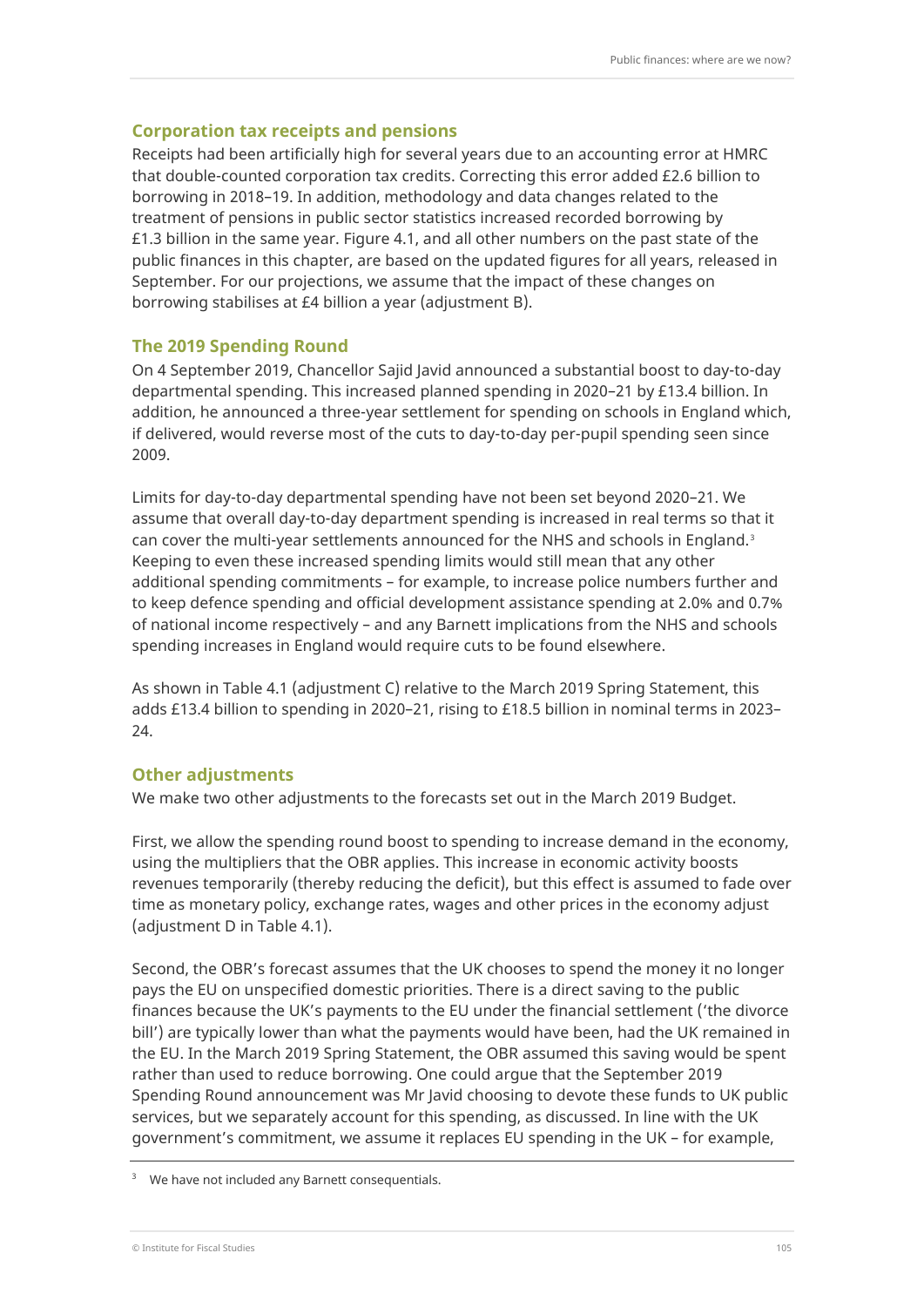### Corporation tax receipts and pensions

Receipts had been artificially high for several years due to an accounting error at HMRC that double-counted corporation tax credits. Correcting this error added £2.6 billion to borrowing in 2018–19. In addition, methodology and data changes related to the treatment of pensions in public sector statistics increased recorded borrowing by £1.3 billion in the same year. Figure 4.1, and all other numbers on the past state of the public finances in this chapter, are based on the updated figures for all years, released in September. For our projections, we assume that the impact of these changes on borrowing stabilises at £4 billion a year (adjustment B).

### The 2019 Spending Round

On 4 September 2019, Chancellor Sajid Javid announced a substantial boost to day-to-day departmental spending. This increased planned spending in 2020–21 by £13.4 billion. In addition, he announced a three-year settlement for spending on schools in England which, if delivered, would reverse most of the cuts to day-to-day per-pupil spending seen since 2009.

Limits for day-to-day departmental spending have not been set beyond 2020–21. We assume that overall day-to-day department spending is increased in real terms so that it can cover the multi-year settlements announced for the NHS and schools in England.[3] Keeping to even these increased spending limits would still mean that any other additional spending commitments – for example, to increase police numbers further and to keep defence spending and official development assistance spending at 2.0% and 0.7% of national income respectively – and any Barnett implications from the NHS and schools spending increases in England would require cuts to be found elsewhere.

As shown in Table 4.1 (adjustment C) relative to the March 2019 Spring Statement, this adds £13.4 billion to spending in 2020–21, rising to £18.5 billion in nominal terms in 2023–24.

### Other adjustments

We make two other adjustments to the forecasts set out in the March 2019 Budget.

First, we allow the spending round boost to spending to increase demand in the economy, using the multipliers that the OBR applies. This increase in economic activity boosts revenues temporarily (thereby reducing the deficit), but this effect is assumed to fade over time as monetary policy, exchange rates, wages and other prices in the economy adjust (adjustment D in Table 4.1).

Second, the OBR's forecast assumes that the UK chooses to spend the money it no longer pays the EU on unspecified domestic priorities. There is a direct saving to the public finances because the UK's payments to the EU under the financial settlement ('the divorce bill') are typically lower than what the payments would have been, had the UK remained in the EU. In the March 2019 Spring Statement, the OBR assumed this saving would be spent rather than used to reduce borrowing. One could argue that the September 2019 Spending Round announcement was Mr Javid choosing to devote these funds to UK public services, but we separately account for this spending, as discussed. In line with the UK government's commitment, we assume it replaces EU spending in the UK – for example,

[3] We have not included any Barnett consequentials.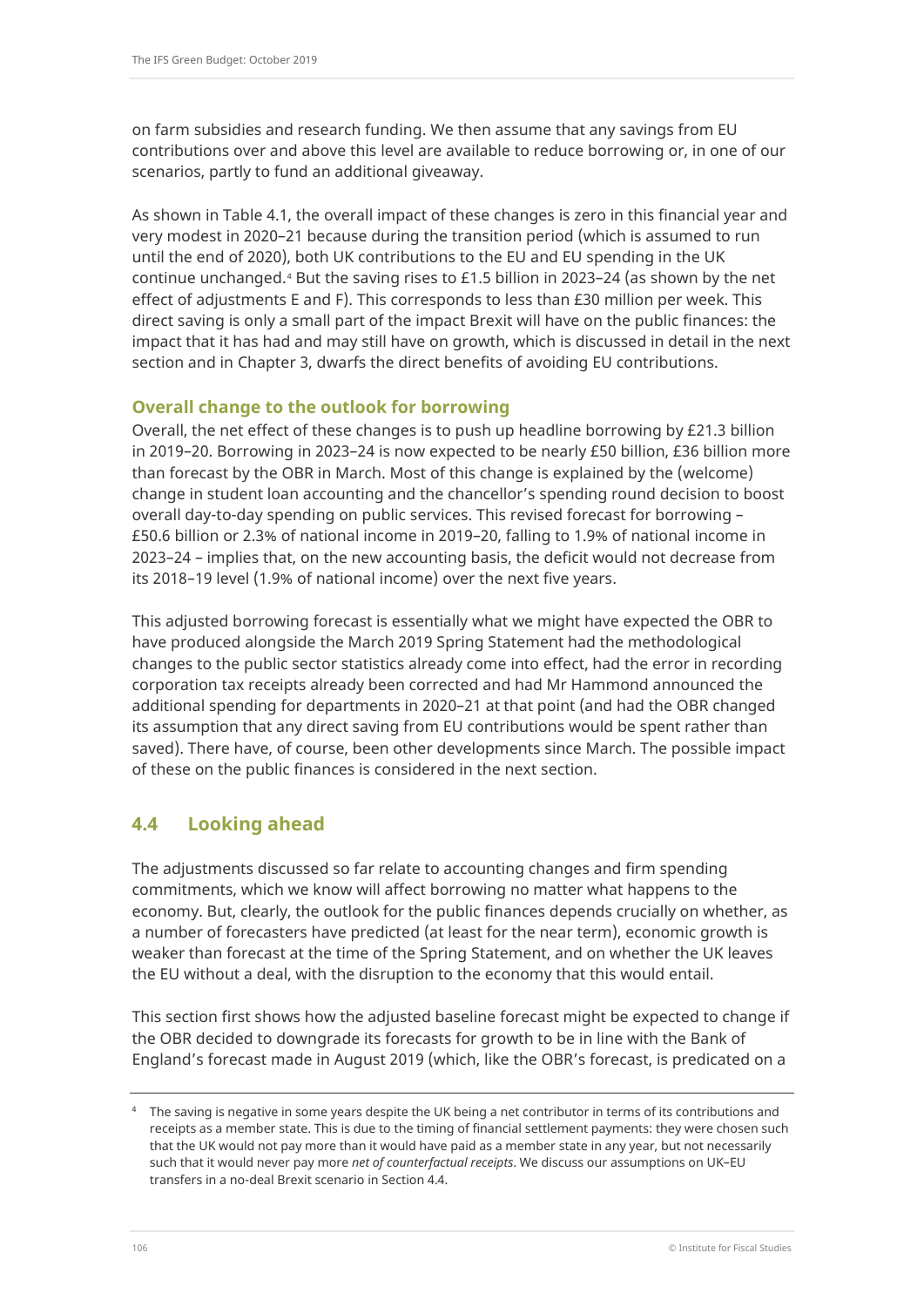on farm subsidies and research funding. We then assume that any savings from EU contributions over and above this level are available to reduce borrowing or, in one of our scenarios, partly to fund an additional giveaway.

As shown in Table 4.1, the overall impact of these changes is zero in this financial year and very modest in 2020–21 because during the transition period (which is assumed to run until the end of 2020), both UK contributions to the EU and EU spending in the UK continue unchanged.[4] But the saving rises to £1.5 billion in 2023–24 (as shown by the net effect of adjustments E and F). This corresponds to less than £30 million per week. This direct saving is only a small part of the impact Brexit will have on the public finances: the impact that it has had and may still have on growth, which is discussed in detail in the next section and in Chapter 3, dwarfs the direct benefits of avoiding EU contributions.

### Overall change to the outlook for borrowing

Overall, the net effect of these changes is to push up headline borrowing by £21.3 billion in 2019–20. Borrowing in 2023–24 is now expected to be nearly £50 billion, £36 billion more than forecast by the OBR in March. Most of this change is explained by the (welcome) change in student loan accounting and the chancellor's spending round decision to boost overall day-to-day spending on public services. This revised forecast for borrowing – £50.6 billion or 2.3% of national income in 2019–20, falling to 1.9% of national income in 2023–24 – implies that, on the new accounting basis, the deficit would not decrease from its 2018–19 level (1.9% of national income) over the next five years.

This adjusted borrowing forecast is essentially what we might have expected the OBR to have produced alongside the March 2019 Spring Statement had the methodological changes to the public sector statistics already come into effect, had the error in recording corporation tax receipts already been corrected and had Mr Hammond announced the additional spending for departments in 2020–21 at that point (and had the OBR changed its assumption that any direct saving from EU contributions would be spent rather than saved). There have, of course, been other developments since March. The possible impact of these on the public finances is considered in the next section.

## 4.4 Looking ahead

The adjustments discussed so far relate to accounting changes and firm spending commitments, which we know will affect borrowing no matter what happens to the economy. But, clearly, the outlook for the public finances depends crucially on whether, as a number of forecasters have predicted (at least for the near term), economic growth is weaker than forecast at the time of the Spring Statement, and on whether the UK leaves the EU without a deal, with the disruption to the economy that this would entail.

This section first shows how the adjusted baseline forecast might be expected to change if the OBR decided to downgrade its forecasts for growth to be in line with the Bank of England's forecast made in August 2019 (which, like the OBR's forecast, is predicated on a

---

[4] The saving is negative in some years despite the UK being a net contributor in terms of its contributions and receipts as a member state. This is due to the timing of financial settlement payments: they were chosen such that the UK would not pay more than it would have paid as a member state in any year, but not necessarily such that it would never pay more *net of counterfactual receipts*. We discuss our assumptions on UK–EU transfers in a no-deal Brexit scenario in Section 4.4.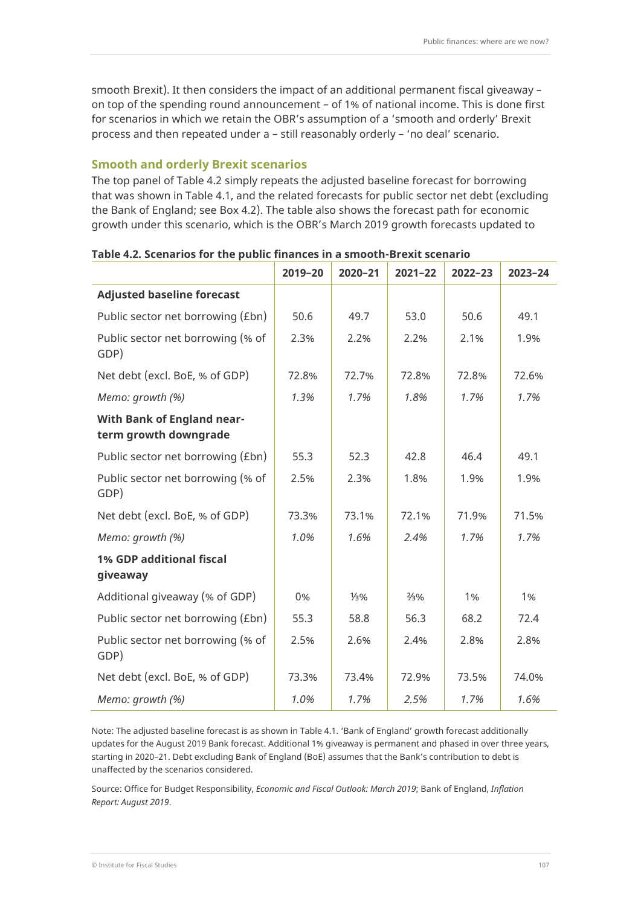smooth Brexit). It then considers the impact of an additional permanent fiscal giveaway – on top of the spending round announcement – of 1% of national income. This is done first for scenarios in which we retain the OBR's assumption of a 'smooth and orderly' Brexit process and then repeated under a – still reasonably orderly – 'no deal' scenario.

### Smooth and orderly Brexit scenarios

The top panel of Table 4.2 simply repeats the adjusted baseline forecast for borrowing that was shown in Table 4.1, and the related forecasts for public sector net debt (excluding the Bank of England; see Box 4.2). The table also shows the forecast path for economic growth under this scenario, which is the OBR's March 2019 growth forecasts updated to

**Table 4.2. Scenarios for the public finances in a smooth-Brexit scenario**

| | 2019–20 | 2020–21 | 2021–22 | 2022–23 | 2023–24 |
|---|---|---|---|---|---|
| **Adjusted baseline forecast** | | | | | |
| Public sector net borrowing (£bn) | 50.6 | 49.7 | 53.0 | 50.6 | 49.1 |
| Public sector net borrowing (% of GDP) | 2.3% | 2.2% | 2.2% | 2.1% | 1.9% |
| Net debt (excl. BoE, % of GDP) | 72.8% | 72.7% | 72.8% | 72.8% | 72.6% |
| *Memo: growth (%)* | *1.3%* | *1.7%* | *1.8%* | *1.7%* | *1.7%* |
| **With Bank of England near-term growth downgrade** | | | | | |
| Public sector net borrowing (£bn) | 55.3 | 52.3 | 42.8 | 46.4 | 49.1 |
| Public sector net borrowing (% of GDP) | 2.5% | 2.3% | 1.8% | 1.9% | 1.9% |
| Net debt (excl. BoE, % of GDP) | 73.3% | 73.1% | 72.1% | 71.9% | 71.5% |
| *Memo: growth (%)* | *1.0%* | *1.6%* | *2.4%* | *1.7%* | *1.7%* |
| **1% GDP additional fiscal giveaway** | | | | | |
| Additional giveaway (% of GDP) | 0% | ⅓% | ⅔% | 1% | 1% |
| Public sector net borrowing (£bn) | 55.3 | 58.8 | 56.3 | 68.2 | 72.4 |
| Public sector net borrowing (% of GDP) | 2.5% | 2.6% | 2.4% | 2.8% | 2.8% |
| Net debt (excl. BoE, % of GDP) | 73.3% | 73.4% | 72.9% | 73.5% | 74.0% |
| *Memo: growth (%)* | *1.0%* | *1.7%* | *2.5%* | *1.7%* | *1.6%* |

Note: The adjusted baseline forecast is as shown in Table 4.1. 'Bank of England' growth forecast additionally updates for the August 2019 Bank forecast. Additional 1% giveaway is permanent and phased in over three years, starting in 2020–21. Debt excluding Bank of England (BoE) assumes that the Bank's contribution to debt is unaffected by the scenarios considered.

Source: Office for Budget Responsibility, *Economic and Fiscal Outlook: March 2019*; Bank of England, *Inflation Report: August 2019*.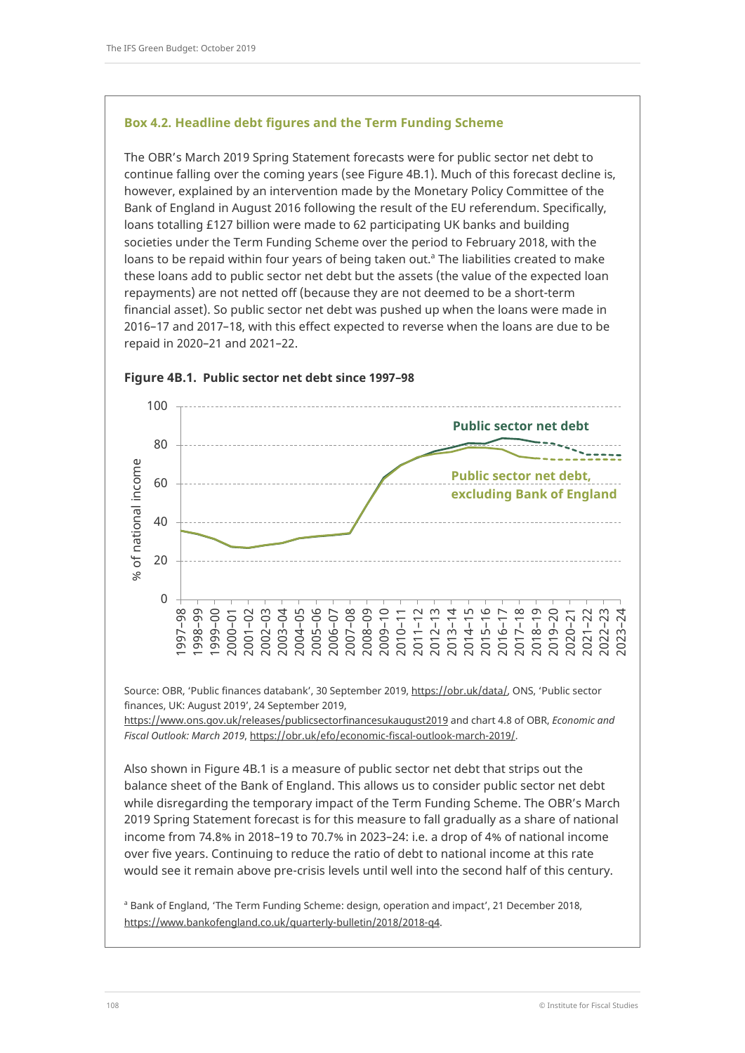### Box 4.2. Headline debt figures and the Term Funding Scheme

The OBR's March 2019 Spring Statement forecasts were for public sector net debt to continue falling over the coming years (see Figure 4B.1). Much of this forecast decline is, however, explained by an intervention made by the Monetary Policy Committee of the Bank of England in August 2016 following the result of the EU referendum. Specifically, loans totalling £127 billion were made to 62 participating UK banks and building societies under the Term Funding Scheme over the period to February 2018, with the loans to be repaid within four years of being taken out.[a] The liabilities created to make these loans add to public sector net debt but the assets (the value of the expected loan repayments) are not netted off (because they are not deemed to be a short-term financial asset). So public sector net debt was pushed up when the loans were made in 2016–17 and 2017–18, with this effect expected to reverse when the loans are due to be repaid in 2020–21 and 2021–22.

**Figure 4B.1. Public sector net debt since 1997–98**

Source: OBR, 'Public finances databank', 30 September 2019, https://obr.uk/data/, ONS, 'Public sector finances, UK: August 2019', 24 September 2019, https://www.ons.gov.uk/releases/publicsectorfinancesukaugust2019 and chart 4.8 of OBR, *Economic and Fiscal Outlook: March 2019*, https://obr.uk/efo/economic-fiscal-outlook-march-2019/.

Also shown in Figure 4B.1 is a measure of public sector net debt that strips out the balance sheet of the Bank of England. This allows us to consider public sector net debt while disregarding the temporary impact of the Term Funding Scheme. The OBR's March 2019 Spring Statement forecast is for this measure to fall gradually as a share of national income from 74.8% in 2018–19 to 70.7% in 2023–24: i.e. a drop of 4% of national income over five years. Continuing to reduce the ratio of debt to national income at this rate would see it remain above pre-crisis levels until well into the second half of this century.

[a] Bank of England, 'The Term Funding Scheme: design, operation and impact', 21 December 2018, https://www.bankofengland.co.uk/quarterly-bulletin/2018/2018-q4.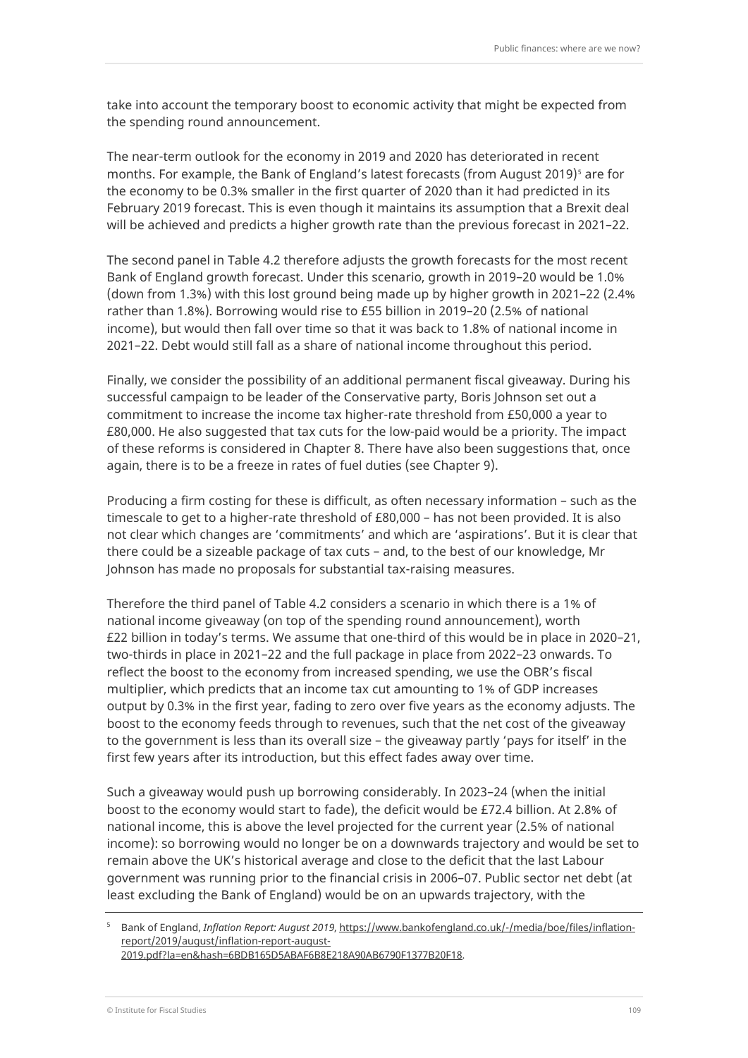take into account the temporary boost to economic activity that might be expected from the spending round announcement.

The near-term outlook for the economy in 2019 and 2020 has deteriorated in recent months. For example, the Bank of England's latest forecasts (from August 2019)[5] are for the economy to be 0.3% smaller in the first quarter of 2020 than it had predicted in its February 2019 forecast. This is even though it maintains its assumption that a Brexit deal will be achieved and predicts a higher growth rate than the previous forecast in 2021–22.

The second panel in Table 4.2 therefore adjusts the growth forecasts for the most recent Bank of England growth forecast. Under this scenario, growth in 2019–20 would be 1.0% (down from 1.3%) with this lost ground being made up by higher growth in 2021–22 (2.4% rather than 1.8%). Borrowing would rise to £55 billion in 2019–20 (2.5% of national income), but would then fall over time so that it was back to 1.8% of national income in 2021–22. Debt would still fall as a share of national income throughout this period.

Finally, we consider the possibility of an additional permanent fiscal giveaway. During his successful campaign to be leader of the Conservative party, Boris Johnson set out a commitment to increase the income tax higher-rate threshold from £50,000 a year to £80,000. He also suggested that tax cuts for the low-paid would be a priority. The impact of these reforms is considered in Chapter 8. There have also been suggestions that, once again, there is to be a freeze in rates of fuel duties (see Chapter 9).

Producing a firm costing for these is difficult, as often necessary information – such as the timescale to get to a higher-rate threshold of £80,000 – has not been provided. It is also not clear which changes are 'commitments' and which are 'aspirations'. But it is clear that there could be a sizeable package of tax cuts – and, to the best of our knowledge, Mr Johnson has made no proposals for substantial tax-raising measures.

Therefore the third panel of Table 4.2 considers a scenario in which there is a 1% of national income giveaway (on top of the spending round announcement), worth £22 billion in today's terms. We assume that one-third of this would be in place in 2020–21, two-thirds in place in 2021–22 and the full package in place from 2022–23 onwards. To reflect the boost to the economy from increased spending, we use the OBR's fiscal multiplier, which predicts that an income tax cut amounting to 1% of GDP increases output by 0.3% in the first year, fading to zero over five years as the economy adjusts. The boost to the economy feeds through to revenues, such that the net cost of the giveaway to the government is less than its overall size – the giveaway partly 'pays for itself' in the first few years after its introduction, but this effect fades away over time.

Such a giveaway would push up borrowing considerably. In 2023–24 (when the initial boost to the economy would start to fade), the deficit would be £72.4 billion. At 2.8% of national income, this is above the level projected for the current year (2.5% of national income): so borrowing would no longer be on a downwards trajectory and would be set to remain above the UK's historical average and close to the deficit that the last Labour government was running prior to the financial crisis in 2006–07. Public sector net debt (at least excluding the Bank of England) would be on an upwards trajectory, with the

---

[5] Bank of England, *Inflation Report: August 2019*, https://www.bankofengland.co.uk/-/media/boe/files/inflation-report/2019/august/inflation-report-august-2019.pdf?la=en&hash=6BDB165D5ABAF6B8E218A90AB6790F1377B20F18.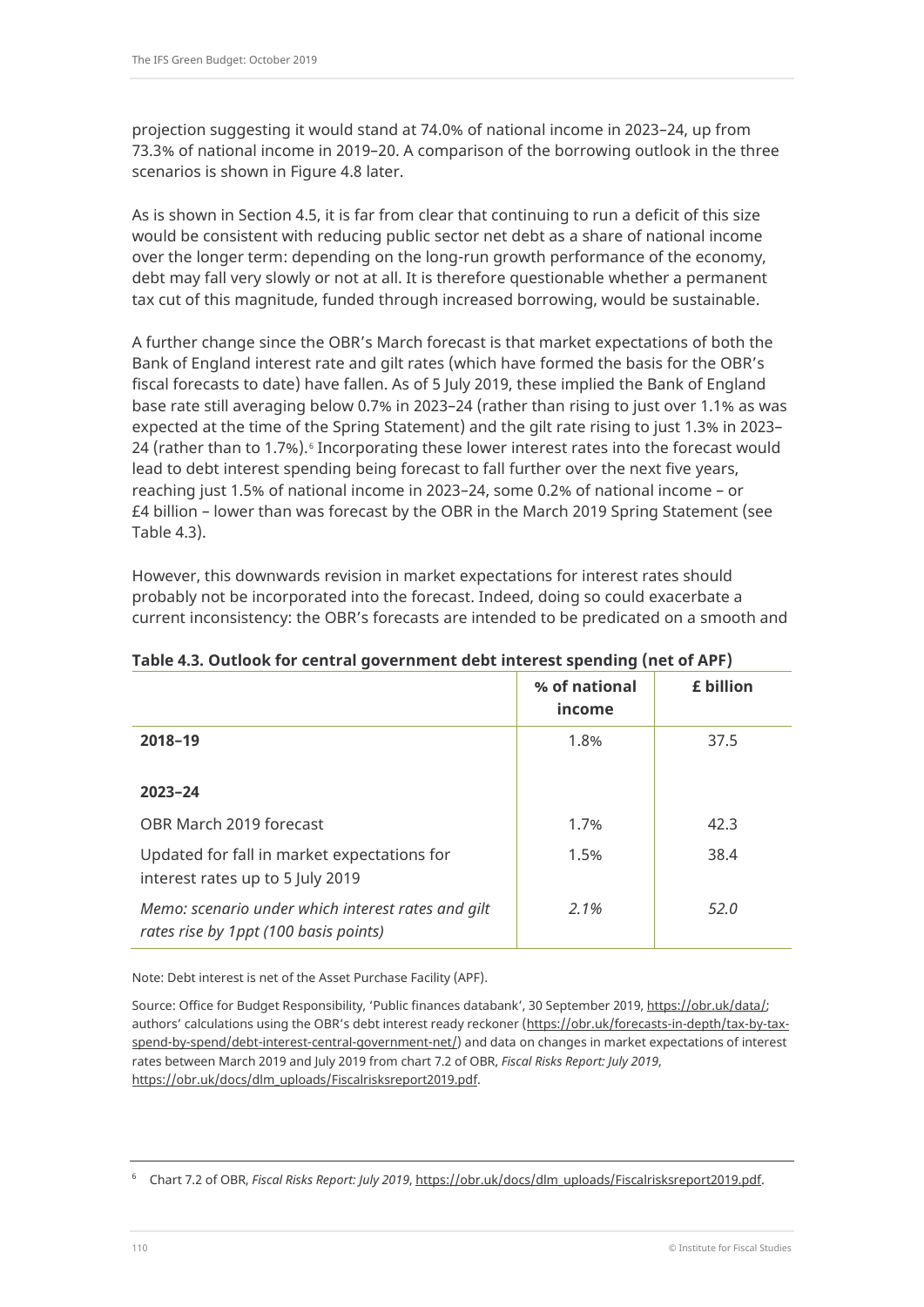projection suggesting it would stand at 74.0% of national income in 2023–24, up from 73.3% of national income in 2019–20. A comparison of the borrowing outlook in the three scenarios is shown in Figure 4.8 later.

As is shown in Section 4.5, it is far from clear that continuing to run a deficit of this size would be consistent with reducing public sector net debt as a share of national income over the longer term: depending on the long-run growth performance of the economy, debt may fall very slowly or not at all. It is therefore questionable whether a permanent tax cut of this magnitude, funded through increased borrowing, would be sustainable.

A further change since the OBR's March forecast is that market expectations of both the Bank of England interest rate and gilt rates (which have formed the basis for the OBR's fiscal forecasts to date) have fallen. As of 5 July 2019, these implied the Bank of England base rate still averaging below 0.7% in 2023–24 (rather than rising to just over 1.1% as was expected at the time of the Spring Statement) and the gilt rate rising to just 1.3% in 2023–24 (rather than to 1.7%).[6] Incorporating these lower interest rates into the forecast would lead to debt interest spending being forecast to fall further over the next five years, reaching just 1.5% of national income in 2023–24, some 0.2% of national income – or £4 billion – lower than was forecast by the OBR in the March 2019 Spring Statement (see Table 4.3).

However, this downwards revision in market expectations for interest rates should probably not be incorporated into the forecast. Indeed, doing so could exacerbate a current inconsistency: the OBR's forecasts are intended to be predicated on a smooth and

**Table 4.3. Outlook for central government debt interest spending (net of APF)**

| | % of national income | £ billion |
|---|---|---|
| **2018–19** | 1.8% | 37.5 |
| **2023–24** | | |
| OBR March 2019 forecast | 1.7% | 42.3 |
| Updated for fall in market expectations for interest rates up to 5 July 2019 | 1.5% | 38.4 |
| *Memo: scenario under which interest rates and gilt rates rise by 1ppt (100 basis points)* | *2.1%* | *52.0* |

Note: Debt interest is net of the Asset Purchase Facility (APF).

Source: Office for Budget Responsibility, 'Public finances databank', 30 September 2019, https://obr.uk/data/; authors' calculations using the OBR's debt interest ready reckoner (https://obr.uk/forecasts-in-depth/tax-by-tax-spend-by-spend/debt-interest-central-government-net/) and data on changes in market expectations of interest rates between March 2019 and July 2019 from chart 7.2 of OBR, *Fiscal Risks Report: July 2019*, https://obr.uk/docs/dlm_uploads/Fiscalrisksreport2019.pdf.

[6] Chart 7.2 of OBR, *Fiscal Risks Report: July 2019*, https://obr.uk/docs/dlm_uploads/Fiscalrisksreport2019.pdf.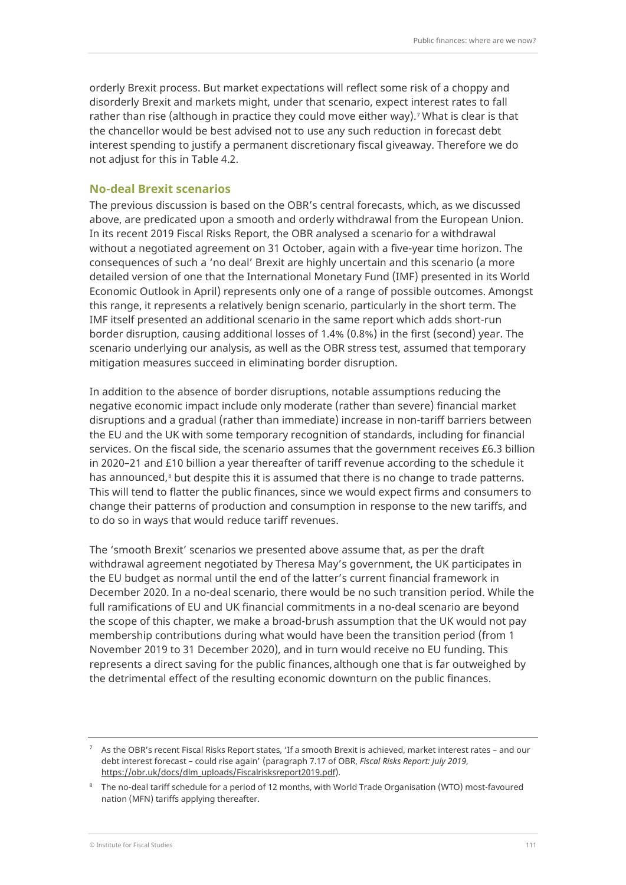orderly Brexit process. But market expectations will reflect some risk of a choppy and disorderly Brexit and markets might, under that scenario, expect interest rates to fall rather than rise (although in practice they could move either way).[7] What is clear is that the chancellor would be best advised not to use any such reduction in forecast debt interest spending to justify a permanent discretionary fiscal giveaway. Therefore we do not adjust for this in Table 4.2.

### No-deal Brexit scenarios

The previous discussion is based on the OBR's central forecasts, which, as we discussed above, are predicated upon a smooth and orderly withdrawal from the European Union. In its recent 2019 Fiscal Risks Report, the OBR analysed a scenario for a withdrawal without a negotiated agreement on 31 October, again with a five-year time horizon. The consequences of such a 'no deal' Brexit are highly uncertain and this scenario (a more detailed version of one that the International Monetary Fund (IMF) presented in its World Economic Outlook in April) represents only one of a range of possible outcomes. Amongst this range, it represents a relatively benign scenario, particularly in the short term. The IMF itself presented an additional scenario in the same report which adds short-run border disruption, causing additional losses of 1.4% (0.8%) in the first (second) year. The scenario underlying our analysis, as well as the OBR stress test, assumed that temporary mitigation measures succeed in eliminating border disruption.

In addition to the absence of border disruptions, notable assumptions reducing the negative economic impact include only moderate (rather than severe) financial market disruptions and a gradual (rather than immediate) increase in non-tariff barriers between the EU and the UK with some temporary recognition of standards, including for financial services. On the fiscal side, the scenario assumes that the government receives £6.3 billion in 2020–21 and £10 billion a year thereafter of tariff revenue according to the schedule it has announced,[8] but despite this it is assumed that there is no change to trade patterns. This will tend to flatter the public finances, since we would expect firms and consumers to change their patterns of production and consumption in response to the new tariffs, and to do so in ways that would reduce tariff revenues.

The 'smooth Brexit' scenarios we presented above assume that, as per the draft withdrawal agreement negotiated by Theresa May's government, the UK participates in the EU budget as normal until the end of the latter's current financial framework in December 2020. In a no-deal scenario, there would be no such transition period. While the full ramifications of EU and UK financial commitments in a no-deal scenario are beyond the scope of this chapter, we make a broad-brush assumption that the UK would not pay membership contributions during what would have been the transition period (from 1 November 2019 to 31 December 2020), and in turn would receive no EU funding. This represents a direct saving for the public finances, although one that is far outweighed by the detrimental effect of the resulting economic downturn on the public finances.

---

[7] As the OBR's recent Fiscal Risks Report states, 'If a smooth Brexit is achieved, market interest rates – and our debt interest forecast – could rise again' (paragraph 7.17 of OBR, *Fiscal Risks Report: July 2019*, https://obr.uk/docs/dlm_uploads/Fiscalrisksreport2019.pdf).

[8] The no-deal tariff schedule for a period of 12 months, with World Trade Organisation (WTO) most-favoured nation (MFN) tariffs applying thereafter.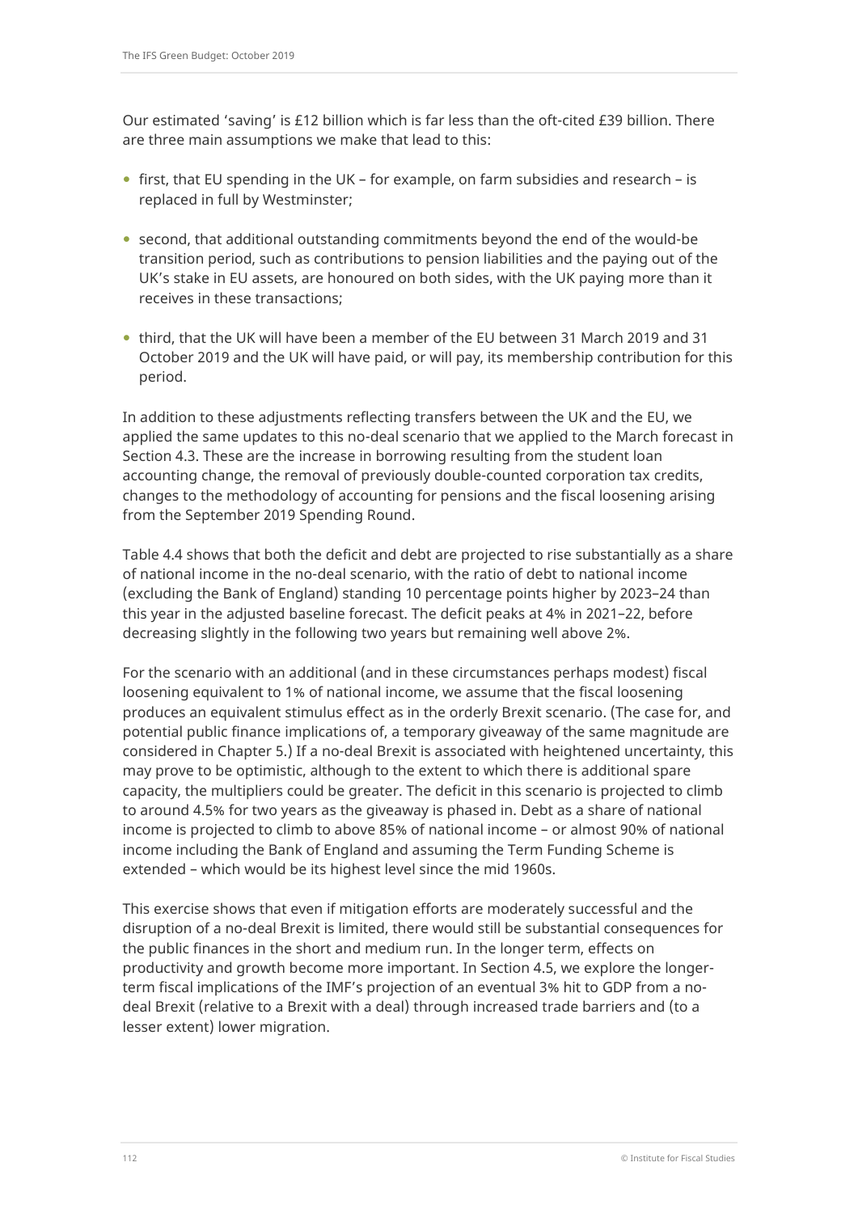Our estimated 'saving' is £12 billion which is far less than the oft-cited £39 billion. There are three main assumptions we make that lead to this:

- first, that EU spending in the UK – for example, on farm subsidies and research – is replaced in full by Westminster;
- second, that additional outstanding commitments beyond the end of the would-be transition period, such as contributions to pension liabilities and the paying out of the UK's stake in EU assets, are honoured on both sides, with the UK paying more than it receives in these transactions;
- third, that the UK will have been a member of the EU between 31 March 2019 and 31 October 2019 and the UK will have paid, or will pay, its membership contribution for this period.

In addition to these adjustments reflecting transfers between the UK and the EU, we applied the same updates to this no-deal scenario that we applied to the March forecast in Section 4.3. These are the increase in borrowing resulting from the student loan accounting change, the removal of previously double-counted corporation tax credits, changes to the methodology of accounting for pensions and the fiscal loosening arising from the September 2019 Spending Round.

Table 4.4 shows that both the deficit and debt are projected to rise substantially as a share of national income in the no-deal scenario, with the ratio of debt to national income (excluding the Bank of England) standing 10 percentage points higher by 2023–24 than this year in the adjusted baseline forecast. The deficit peaks at 4% in 2021–22, before decreasing slightly in the following two years but remaining well above 2%.

For the scenario with an additional (and in these circumstances perhaps modest) fiscal loosening equivalent to 1% of national income, we assume that the fiscal loosening produces an equivalent stimulus effect as in the orderly Brexit scenario. (The case for, and potential public finance implications of, a temporary giveaway of the same magnitude are considered in Chapter 5.) If a no-deal Brexit is associated with heightened uncertainty, this may prove to be optimistic, although to the extent to which there is additional spare capacity, the multipliers could be greater. The deficit in this scenario is projected to climb to around 4.5% for two years as the giveaway is phased in. Debt as a share of national income is projected to climb to above 85% of national income – or almost 90% of national income including the Bank of England and assuming the Term Funding Scheme is extended – which would be its highest level since the mid 1960s.

This exercise shows that even if mitigation efforts are moderately successful and the disruption of a no-deal Brexit is limited, there would still be substantial consequences for the public finances in the short and medium run. In the longer term, effects on productivity and growth become more important. In Section 4.5, we explore the longer-term fiscal implications of the IMF's projection of an eventual 3% hit to GDP from a no-deal Brexit (relative to a Brexit with a deal) through increased trade barriers and (to a lesser extent) lower migration.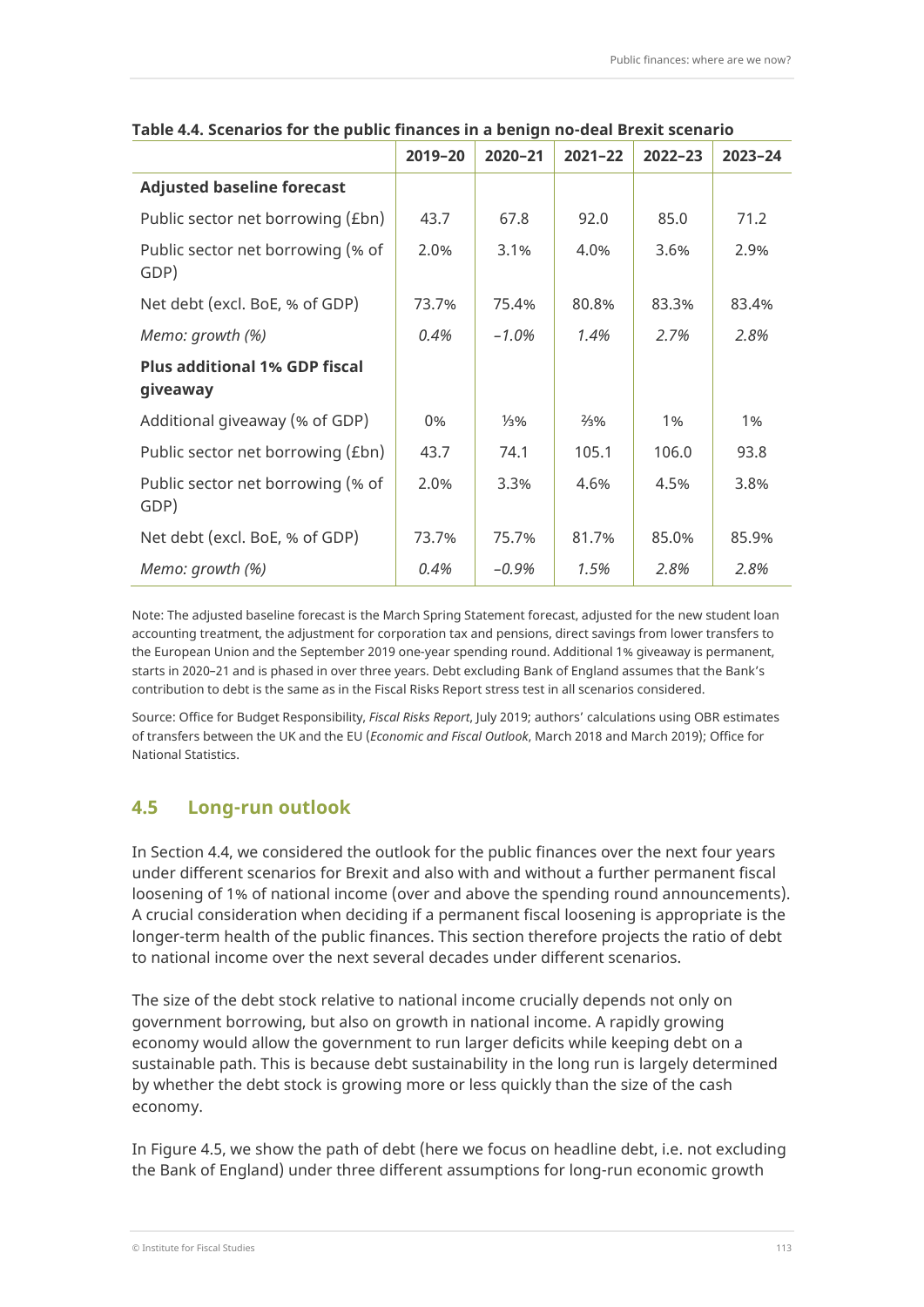**Table 4.4. Scenarios for the public finances in a benign no-deal Brexit scenario**

| | 2019–20 | 2020–21 | 2021–22 | 2022–23 | 2023–24 |
|---|---|---|---|---|---|
| **Adjusted baseline forecast** | | | | | |
| Public sector net borrowing (£bn) | 43.7 | 67.8 | 92.0 | 85.0 | 71.2 |
| Public sector net borrowing (% of GDP) | 2.0% | 3.1% | 4.0% | 3.6% | 2.9% |
| Net debt (excl. BoE, % of GDP) | 73.7% | 75.4% | 80.8% | 83.3% | 83.4% |
| *Memo: growth (%)* | *0.4%* | *–1.0%* | *1.4%* | *2.7%* | *2.8%* |
| **Plus additional 1% GDP fiscal giveaway** | | | | | |
| Additional giveaway (% of GDP) | 0% | ⅓% | ⅔% | 1% | 1% |
| Public sector net borrowing (£bn) | 43.7 | 74.1 | 105.1 | 106.0 | 93.8 |
| Public sector net borrowing (% of GDP) | 2.0% | 3.3% | 4.6% | 4.5% | 3.8% |
| Net debt (excl. BoE, % of GDP) | 73.7% | 75.7% | 81.7% | 85.0% | 85.9% |
| *Memo: growth (%)* | *0.4%* | *–0.9%* | *1.5%* | *2.8%* | *2.8%* |

Note: The adjusted baseline forecast is the March Spring Statement forecast, adjusted for the new student loan accounting treatment, the adjustment for corporation tax and pensions, direct savings from lower transfers to the European Union and the September 2019 one-year spending round. Additional 1% giveaway is permanent, starts in 2020–21 and is phased in over three years. Debt excluding Bank of England assumes that the Bank's contribution to debt is the same as in the Fiscal Risks Report stress test in all scenarios considered.

Source: Office for Budget Responsibility, *Fiscal Risks Report*, July 2019; authors' calculations using OBR estimates of transfers between the UK and the EU (*Economic and Fiscal Outlook*, March 2018 and March 2019); Office for National Statistics.

## 4.5 Long-run outlook

In Section 4.4, we considered the outlook for the public finances over the next four years under different scenarios for Brexit and also with and without a further permanent fiscal loosening of 1% of national income (over and above the spending round announcements). A crucial consideration when deciding if a permanent fiscal loosening is appropriate is the longer-term health of the public finances. This section therefore projects the ratio of debt to national income over the next several decades under different scenarios.

The size of the debt stock relative to national income crucially depends not only on government borrowing, but also on growth in national income. A rapidly growing economy would allow the government to run larger deficits while keeping debt on a sustainable path. This is because debt sustainability in the long run is largely determined by whether the debt stock is growing more or less quickly than the size of the cash economy.

In Figure 4.5, we show the path of debt (here we focus on headline debt, i.e. not excluding the Bank of England) under three different assumptions for long-run economic growth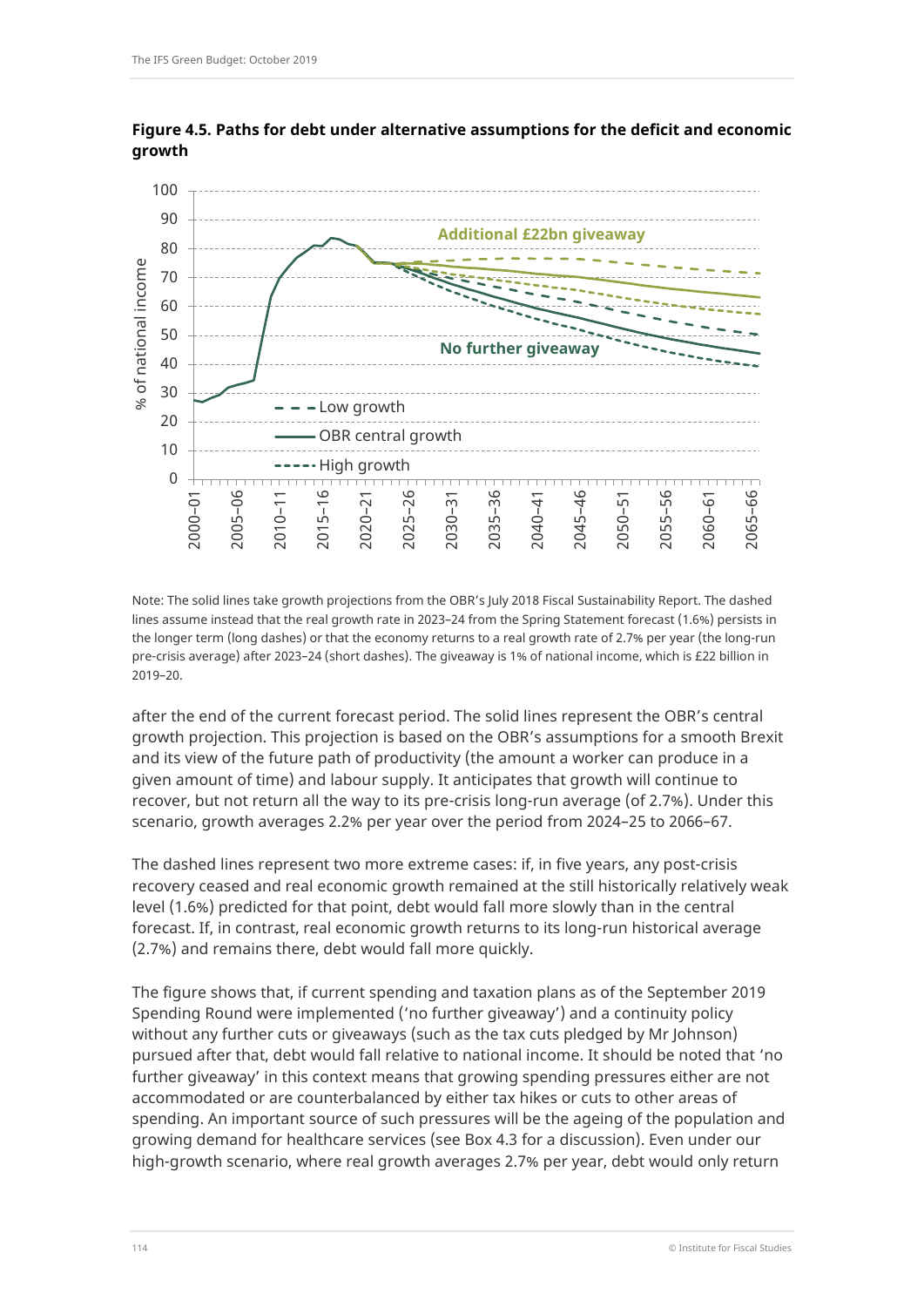**Figure 4.5. Paths for debt under alternative assumptions for the deficit and economic growth**

Note: The solid lines take growth projections from the OBR's July 2018 Fiscal Sustainability Report. The dashed lines assume instead that the real growth rate in 2023–24 from the Spring Statement forecast (1.6%) persists in the longer term (long dashes) or that the economy returns to a real growth rate of 2.7% per year (the long-run pre-crisis average) after 2023–24 (short dashes). The giveaway is 1% of national income, which is £22 billion in 2019–20.

after the end of the current forecast period. The solid lines represent the OBR's central growth projection. This projection is based on the OBR's assumptions for a smooth Brexit and its view of the future path of productivity (the amount a worker can produce in a given amount of time) and labour supply. It anticipates that growth will continue to recover, but not return all the way to its pre-crisis long-run average (of 2.7%). Under this scenario, growth averages 2.2% per year over the period from 2024–25 to 2066–67.

The dashed lines represent two more extreme cases: if, in five years, any post-crisis recovery ceased and real economic growth remained at the still historically relatively weak level (1.6%) predicted for that point, debt would fall more slowly than in the central forecast. If, in contrast, real economic growth returns to its long-run historical average (2.7%) and remains there, debt would fall more quickly.

The figure shows that, if current spending and taxation plans as of the September 2019 Spending Round were implemented ('no further giveaway') and a continuity policy without any further cuts or giveaways (such as the tax cuts pledged by Mr Johnson) pursued after that, debt would fall relative to national income. It should be noted that 'no further giveaway' in this context means that growing spending pressures either are not accommodated or are counterbalanced by either tax hikes or cuts to other areas of spending. An important source of such pressures will be the ageing of the population and growing demand for healthcare services (see Box 4.3 for a discussion). Even under our high-growth scenario, where real growth averages 2.7% per year, debt would only return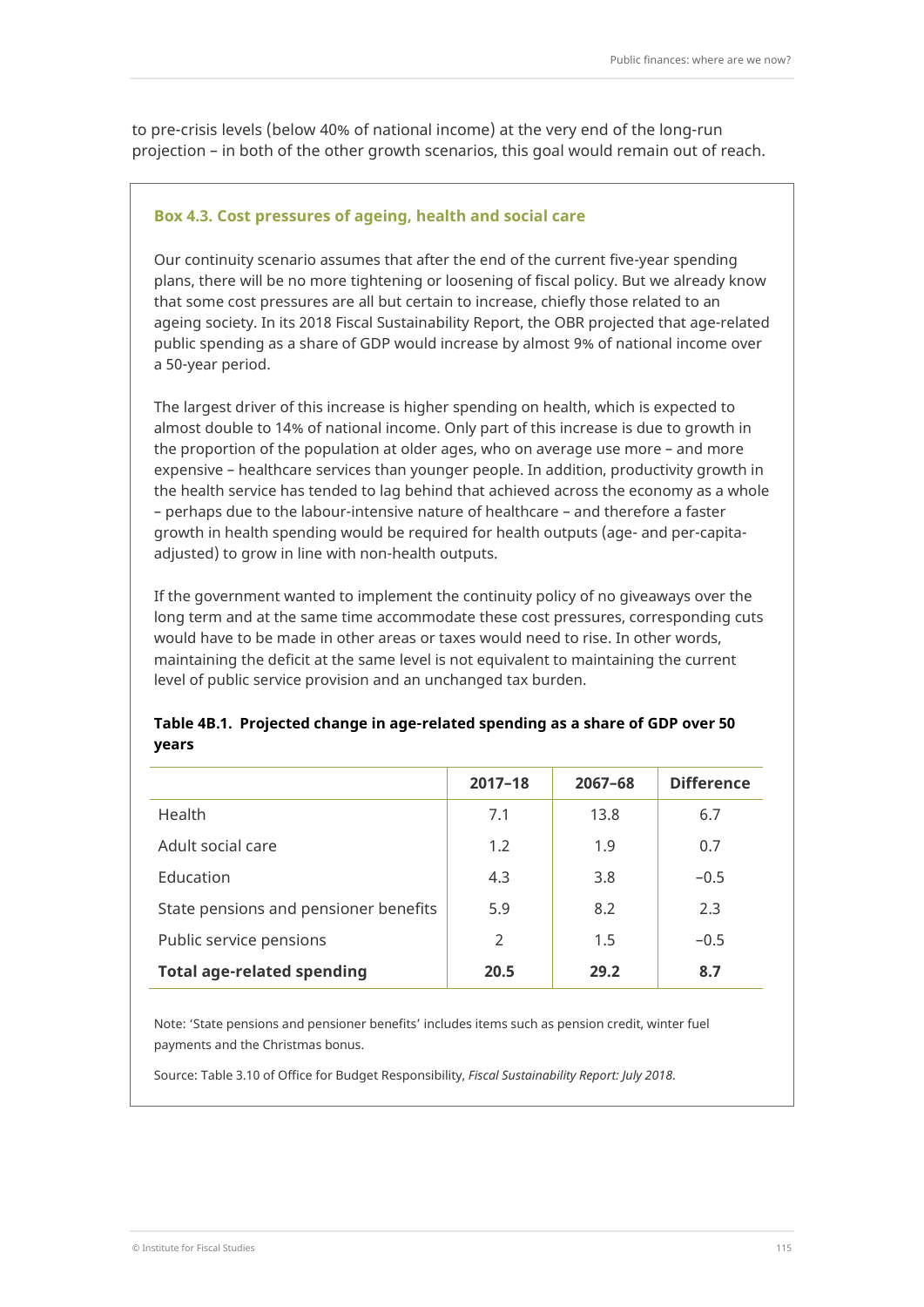to pre-crisis levels (below 40% of national income) at the very end of the long-run projection – in both of the other growth scenarios, this goal would remain out of reach.

### Box 4.3. Cost pressures of ageing, health and social care

Our continuity scenario assumes that after the end of the current five-year spending plans, there will be no more tightening or loosening of fiscal policy. But we already know that some cost pressures are all but certain to increase, chiefly those related to an ageing society. In its 2018 Fiscal Sustainability Report, the OBR projected that age-related public spending as a share of GDP would increase by almost 9% of national income over a 50-year period.

The largest driver of this increase is higher spending on health, which is expected to almost double to 14% of national income. Only part of this increase is due to growth in the proportion of the population at older ages, who on average use more – and more expensive – healthcare services than younger people. In addition, productivity growth in the health service has tended to lag behind that achieved across the economy as a whole – perhaps due to the labour-intensive nature of healthcare – and therefore a faster growth in health spending would be required for health outputs (age- and per-capita-adjusted) to grow in line with non-health outputs.

If the government wanted to implement the continuity policy of no giveaways over the long term and at the same time accommodate these cost pressures, corresponding cuts would have to be made in other areas or taxes would need to rise. In other words, maintaining the deficit at the same level is not equivalent to maintaining the current level of public service provision and an unchanged tax burden.

**Table 4B.1. Projected change in age-related spending as a share of GDP over 50 years**

| | 2017–18 | 2067–68 | Difference |
|---|---|---|---|
| Health | 7.1 | 13.8 | 6.7 |
| Adult social care | 1.2 | 1.9 | 0.7 |
| Education | 4.3 | 3.8 | −0.5 |
| State pensions and pensioner benefits | 5.9 | 8.2 | 2.3 |
| Public service pensions | 2 | 1.5 | −0.5 |
| **Total age-related spending** | **20.5** | **29.2** | **8.7** |

Note: 'State pensions and pensioner benefits' includes items such as pension credit, winter fuel payments and the Christmas bonus.

Source: Table 3.10 of Office for Budget Responsibility, *Fiscal Sustainability Report: July 2018*.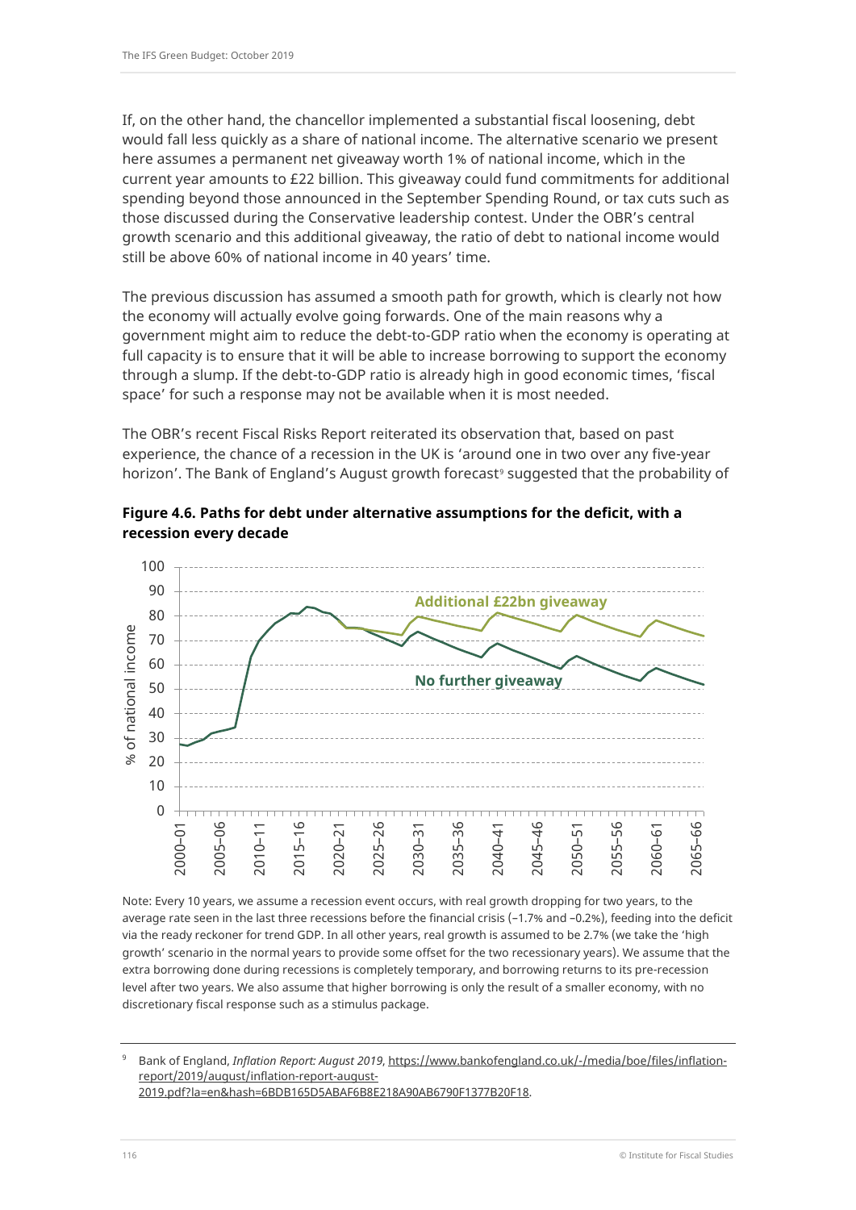If, on the other hand, the chancellor implemented a substantial fiscal loosening, debt would fall less quickly as a share of national income. The alternative scenario we present here assumes a permanent net giveaway worth 1% of national income, which in the current year amounts to £22 billion. This giveaway could fund commitments for additional spending beyond those announced in the September Spending Round, or tax cuts such as those discussed during the Conservative leadership contest. Under the OBR's central growth scenario and this additional giveaway, the ratio of debt to national income would still be above 60% of national income in 40 years' time.

The previous discussion has assumed a smooth path for growth, which is clearly not how the economy will actually evolve going forwards. One of the main reasons why a government might aim to reduce the debt-to-GDP ratio when the economy is operating at full capacity is to ensure that it will be able to increase borrowing to support the economy through a slump. If the debt-to-GDP ratio is already high in good economic times, 'fiscal space' for such a response may not be available when it is most needed.

The OBR's recent Fiscal Risks Report reiterated its observation that, based on past experience, the chance of a recession in the UK is 'around one in two over any five-year horizon'. The Bank of England's August growth forecast[9] suggested that the probability of

**Figure 4.6. Paths for debt under alternative assumptions for the deficit, with a recession every decade**

Note: Every 10 years, we assume a recession event occurs, with real growth dropping for two years, to the average rate seen in the last three recessions before the financial crisis (–1.7% and –0.2%), feeding into the deficit via the ready reckoner for trend GDP. In all other years, real growth is assumed to be 2.7% (we take the 'high growth' scenario in the normal years to provide some offset for the two recessionary years). We assume that the extra borrowing done during recessions is completely temporary, and borrowing returns to its pre-recession level after two years. We also assume that higher borrowing is only the result of a smaller economy, with no discretionary fiscal response such as a stimulus package.

[9] Bank of England, *Inflation Report: August 2019*, https://www.bankofengland.co.uk/-/media/boe/files/inflation-report/2019/august/inflation-report-august-2019.pdf?la=en&hash=6BDB165D5ABAF6B8E218A90AB6790F1377B20F18.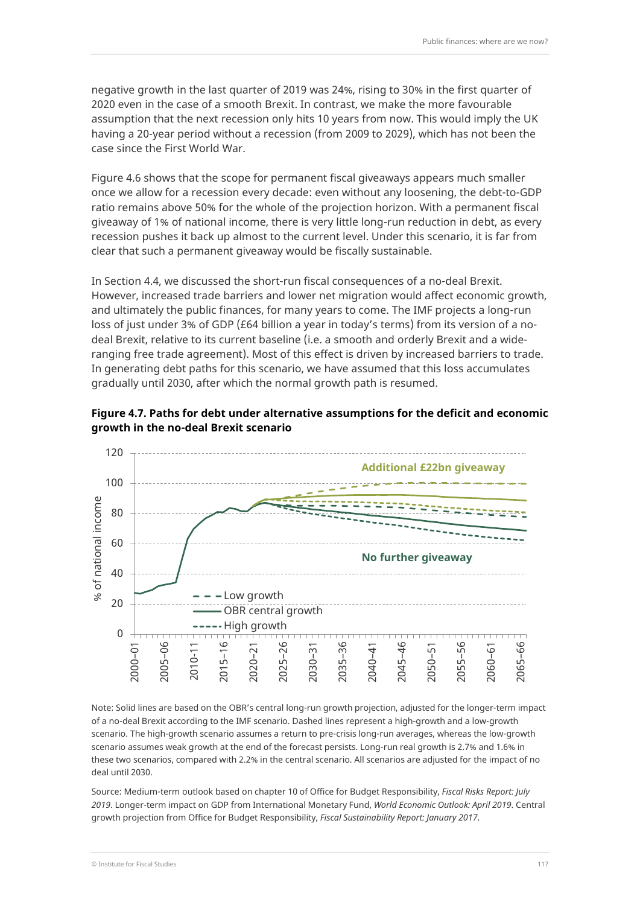negative growth in the last quarter of 2019 was 24%, rising to 30% in the first quarter of 2020 even in the case of a smooth Brexit. In contrast, we make the more favourable assumption that the next recession only hits 10 years from now. This would imply the UK having a 20-year period without a recession (from 2009 to 2029), which has not been the case since the First World War.

Figure 4.6 shows that the scope for permanent fiscal giveaways appears much smaller once we allow for a recession every decade: even without any loosening, the debt-to-GDP ratio remains above 50% for the whole of the projection horizon. With a permanent fiscal giveaway of 1% of national income, there is very little long-run reduction in debt, as every recession pushes it back up almost to the current level. Under this scenario, it is far from clear that such a permanent giveaway would be fiscally sustainable.

In Section 4.4, we discussed the short-run fiscal consequences of a no-deal Brexit. However, increased trade barriers and lower net migration would affect economic growth, and ultimately the public finances, for many years to come. The IMF projects a long-run loss of just under 3% of GDP (£64 billion a year in today's terms) from its version of a no-deal Brexit, relative to its current baseline (i.e. a smooth and orderly Brexit and a wide-ranging free trade agreement). Most of this effect is driven by increased barriers to trade. In generating debt paths for this scenario, we have assumed that this loss accumulates gradually until 2030, after which the normal growth path is resumed.

**Figure 4.7. Paths for debt under alternative assumptions for the deficit and economic growth in the no-deal Brexit scenario**

Note: Solid lines are based on the OBR's central long-run growth projection, adjusted for the longer-term impact of a no-deal Brexit according to the IMF scenario. Dashed lines represent a high-growth and a low-growth scenario. The high-growth scenario assumes a return to pre-crisis long-run averages, whereas the low-growth scenario assumes weak growth at the end of the forecast persists. Long-run real growth is 2.7% and 1.6% in these two scenarios, compared with 2.2% in the central scenario. All scenarios are adjusted for the impact of no deal until 2030.

Source: Medium-term outlook based on chapter 10 of Office for Budget Responsibility, *Fiscal Risks Report: July 2019*. Longer-term impact on GDP from International Monetary Fund, *World Economic Outlook: April 2019*. Central growth projection from Office for Budget Responsibility, *Fiscal Sustainability Report: January 2017*.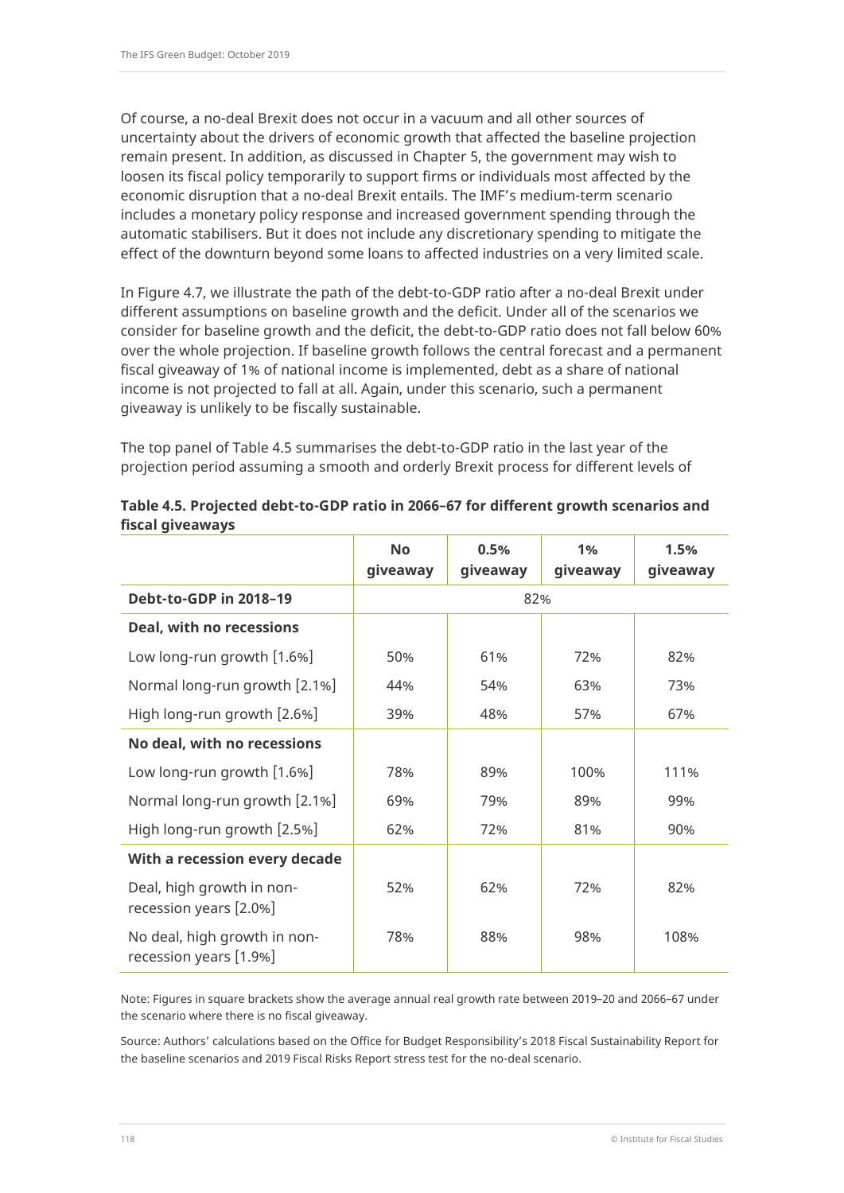Of course, a no-deal Brexit does not occur in a vacuum and all other sources of uncertainty about the drivers of economic growth that affected the baseline projection remain present. In addition, as discussed in Chapter 5, the government may wish to loosen its fiscal policy temporarily to support firms or individuals most affected by the economic disruption that a no-deal Brexit entails. The IMF's medium-term scenario includes a monetary policy response and increased government spending through the automatic stabilisers. But it does not include any discretionary spending to mitigate the effect of the downturn beyond some loans to affected industries on a very limited scale.

In Figure 4.7, we illustrate the path of the debt-to-GDP ratio after a no-deal Brexit under different assumptions on baseline growth and the deficit. Under all of the scenarios we consider for baseline growth and the deficit, the debt-to-GDP ratio does not fall below 60% over the whole projection. If baseline growth follows the central forecast and a permanent fiscal giveaway of 1% of national income is implemented, debt as a share of national income is not projected to fall at all. Again, under this scenario, such a permanent giveaway is unlikely to be fiscally sustainable.

The top panel of Table 4.5 summarises the debt-to-GDP ratio in the last year of the projection period assuming a smooth and orderly Brexit process for different levels of

**Table 4.5. Projected debt-to-GDP ratio in 2066–67 for different growth scenarios and fiscal giveaways**

| | No giveaway | 0.5% giveaway | 1% giveaway | 1.5% giveaway |
|---|---|---|---|---|
| **Debt-to-GDP in 2018–19** | 82% | | | |
| **Deal, with no recessions** | | | | |
| Low long-run growth [1.6%] | 50% | 61% | 72% | 82% |
| Normal long-run growth [2.1%] | 44% | 54% | 63% | 73% |
| High long-run growth [2.6%] | 39% | 48% | 57% | 67% |
| **No deal, with no recessions** | | | | |
| Low long-run growth [1.6%] | 78% | 89% | 100% | 111% |
| Normal long-run growth [2.1%] | 69% | 79% | 89% | 99% |
| High long-run growth [2.5%] | 62% | 72% | 81% | 90% |
| **With a recession every decade** | | | | |
| Deal, high growth in non-recession years [2.0%] | 52% | 62% | 72% | 82% |
| No deal, high growth in non-recession years [1.9%] | 78% | 88% | 98% | 108% |

Note: Figures in square brackets show the average annual real growth rate between 2019–20 and 2066–67 under the scenario where there is no fiscal giveaway.

Source: Authors' calculations based on the Office for Budget Responsibility's 2018 Fiscal Sustainability Report for the baseline scenarios and 2019 Fiscal Risks Report stress test for the no-deal scenario.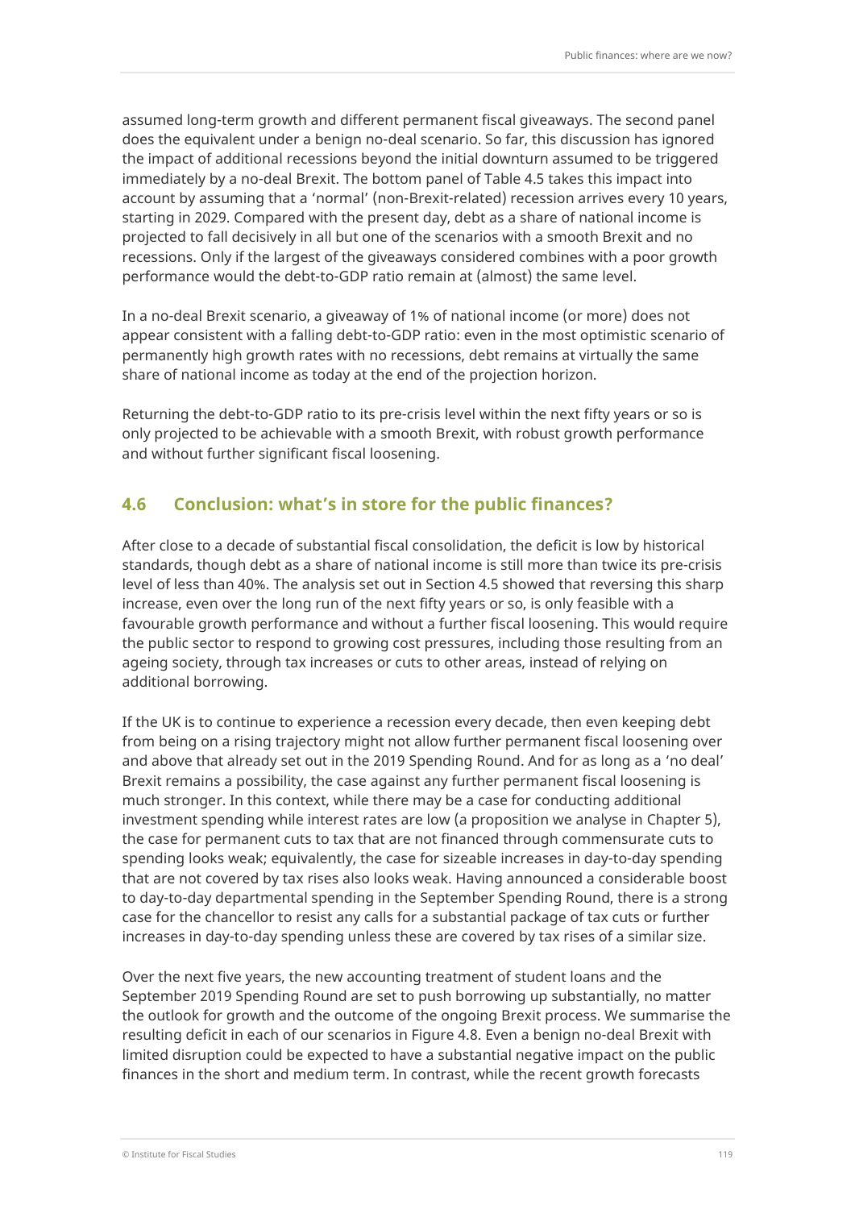assumed long-term growth and different permanent fiscal giveaways. The second panel does the equivalent under a benign no-deal scenario. So far, this discussion has ignored the impact of additional recessions beyond the initial downturn assumed to be triggered immediately by a no-deal Brexit. The bottom panel of Table 4.5 takes this impact into account by assuming that a 'normal' (non-Brexit-related) recession arrives every 10 years, starting in 2029. Compared with the present day, debt as a share of national income is projected to fall decisively in all but one of the scenarios with a smooth Brexit and no recessions. Only if the largest of the giveaways considered combines with a poor growth performance would the debt-to-GDP ratio remain at (almost) the same level.

In a no-deal Brexit scenario, a giveaway of 1% of national income (or more) does not appear consistent with a falling debt-to-GDP ratio: even in the most optimistic scenario of permanently high growth rates with no recessions, debt remains at virtually the same share of national income as today at the end of the projection horizon.

Returning the debt-to-GDP ratio to its pre-crisis level within the next fifty years or so is only projected to be achievable with a smooth Brexit, with robust growth performance and without further significant fiscal loosening.

## 4.6 Conclusion: what's in store for the public finances?

After close to a decade of substantial fiscal consolidation, the deficit is low by historical standards, though debt as a share of national income is still more than twice its pre-crisis level of less than 40%. The analysis set out in Section 4.5 showed that reversing this sharp increase, even over the long run of the next fifty years or so, is only feasible with a favourable growth performance and without a further fiscal loosening. This would require the public sector to respond to growing cost pressures, including those resulting from an ageing society, through tax increases or cuts to other areas, instead of relying on additional borrowing.

If the UK is to continue to experience a recession every decade, then even keeping debt from being on a rising trajectory might not allow further permanent fiscal loosening over and above that already set out in the 2019 Spending Round. And for as long as a 'no deal' Brexit remains a possibility, the case against any further permanent fiscal loosening is much stronger. In this context, while there may be a case for conducting additional investment spending while interest rates are low (a proposition we analyse in Chapter 5), the case for permanent cuts to tax that are not financed through commensurate cuts to spending looks weak; equivalently, the case for sizeable increases in day-to-day spending that are not covered by tax rises also looks weak. Having announced a considerable boost to day-to-day departmental spending in the September Spending Round, there is a strong case for the chancellor to resist any calls for a substantial package of tax cuts or further increases in day-to-day spending unless these are covered by tax rises of a similar size.

Over the next five years, the new accounting treatment of student loans and the September 2019 Spending Round are set to push borrowing up substantially, no matter the outlook for growth and the outcome of the ongoing Brexit process. We summarise the resulting deficit in each of our scenarios in Figure 4.8. Even a benign no-deal Brexit with limited disruption could be expected to have a substantial negative impact on the public finances in the short and medium term. In contrast, while the recent growth forecasts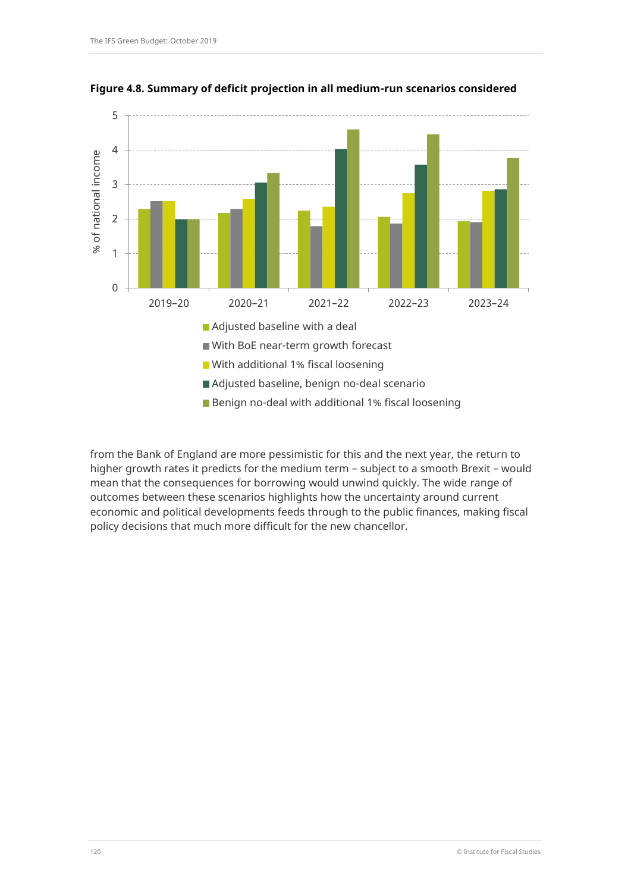**Figure 4.8. Summary of deficit projection in all medium-run scenarios considered**

% of national income

5
4
3
2
1
0

2019–20
2020–21
2021–22
2022–23
2023–24

Adjusted baseline with a deal
With BoE near-term growth forecast
With additional 1% fiscal loosening
Adjusted baseline, benign no-deal scenario
Benign no-deal with additional 1% fiscal loosening

from the Bank of England are more pessimistic for this and the next year, the return to higher growth rates it predicts for the medium term – subject to a smooth Brexit – would mean that the consequences for borrowing would unwind quickly. The wide range of outcomes between these scenarios highlights how the uncertainty around current economic and political developments feeds through to the public finances, making fiscal policy decisions that much more difficult for the new chancellor.